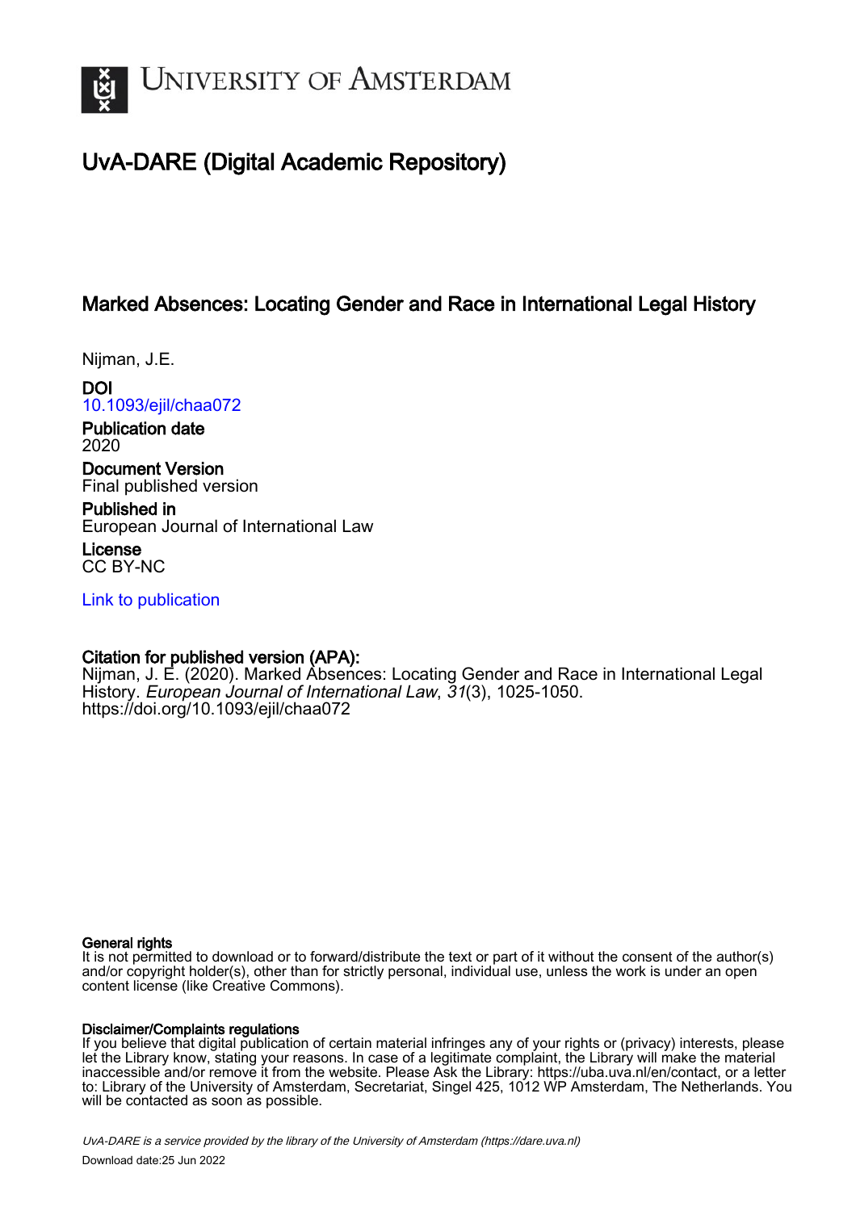# UvA-DARE (Digital Academic Repository)

## Marked Absences: Locating Gender and Race in International Legal History

Nijman, J.E.

**DOI**
10.1093/ejil/chaa072

**Publication date**
2020

**Document Version**
Final published version

**Published in**
European Journal of International Law

**License**
CC BY-NC

Link to publication

**Citation for published version (APA):**
Nijman, J. E. (2020). Marked Absences: Locating Gender and Race in International Legal History. *European Journal of International Law*, *31*(3), 1025-1050. https://doi.org/10.1093/ejil/chaa072

**General rights**
It is not permitted to download or to forward/distribute the text or part of it without the consent of the author(s) and/or copyright holder(s), other than for strictly personal, individual use, unless the work is under an open content license (like Creative Commons).

**Disclaimer/Complaints regulations**
If you believe that digital publication of certain material infringes any of your rights or (privacy) interests, please let the Library know, stating your reasons. In case of a legitimate complaint, the Library will make the material inaccessible and/or remove it from the website. Please Ask the Library: https://uba.uva.nl/en/contact, or a letter to: Library of the University of Amsterdam, Secretariat, Singel 425, 1012 WP Amsterdam, The Netherlands. You will be contacted as soon as possible.

*UvA-DARE is a service provided by the library of the University of Amsterdam (https://dare.uva.nl)*

Download date:25 Jun 2022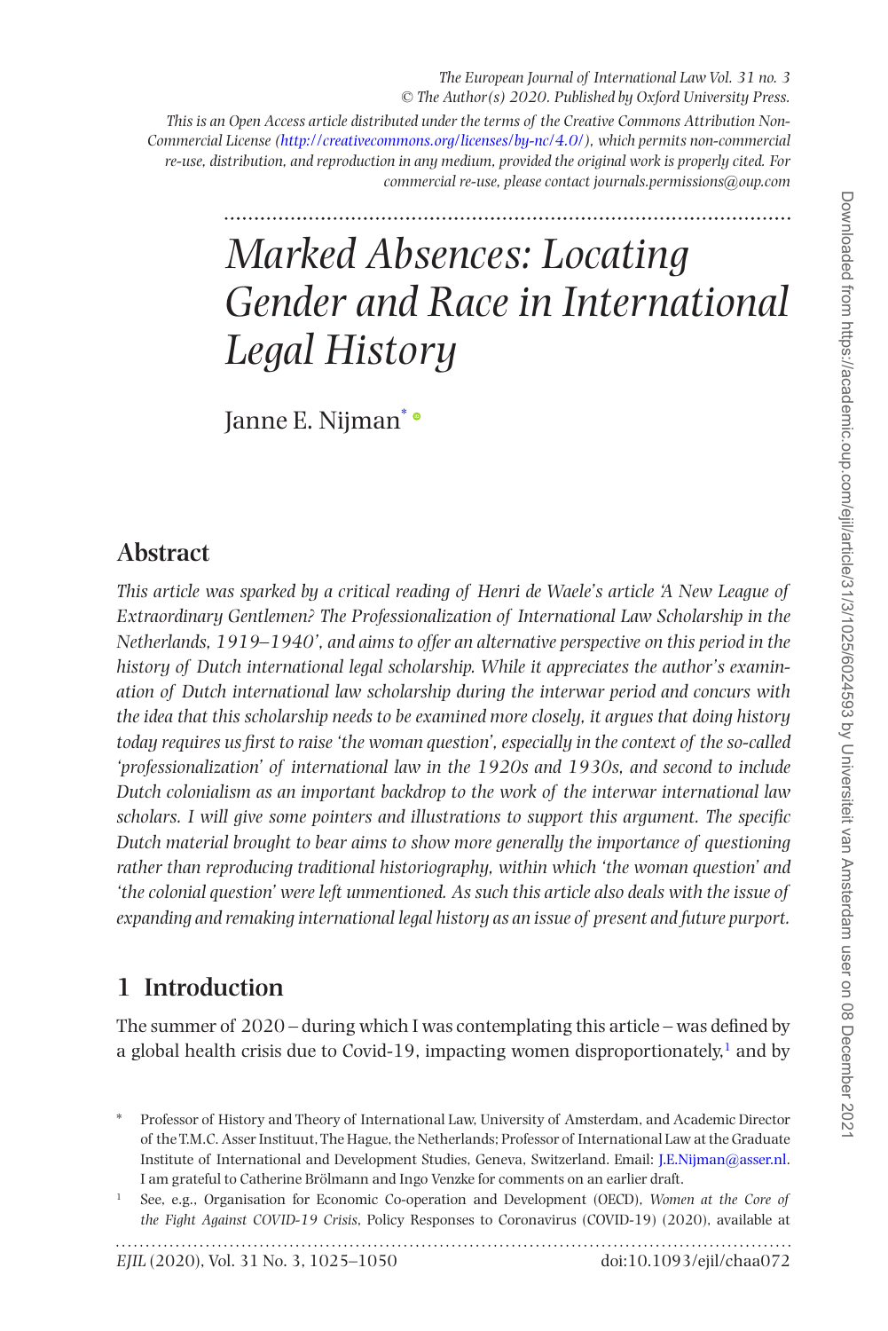# Marked Absences: Locating Gender and Race in International Legal History

Janne E. Nijman*

## Abstract

*This article was sparked by a critical reading of Henri de Waele's article 'A New League of Extraordinary Gentlemen? The Professionalization of International Law Scholarship in the Netherlands, 1919–1940', and aims to offer an alternative perspective on this period in the history of Dutch international legal scholarship. While it appreciates the author's examination of Dutch international law scholarship during the interwar period and concurs with the idea that this scholarship needs to be examined more closely, it argues that doing history today requires us first to raise 'the woman question', especially in the context of the so-called 'professionalization' of international law in the 1920s and 1930s, and second to include Dutch colonialism as an important backdrop to the work of the interwar international law scholars. I will give some pointers and illustrations to support this argument. The specific Dutch material brought to bear aims to show more generally the importance of questioning rather than reproducing traditional historiography, within which 'the woman question' and 'the colonial question' were left unmentioned. As such this article also deals with the issue of expanding and remaking international legal history as an issue of present and future purport.*

## 1 Introduction

The summer of 2020 – during which I was contemplating this article – was defined by a global health crisis due to Covid-19, impacting women disproportionately,[1] and by

---

\* Professor of History and Theory of International Law, University of Amsterdam, and Academic Director of the T.M.C. Asser Instituut, The Hague, the Netherlands; Professor of International Law at the Graduate Institute of International and Development Studies, Geneva, Switzerland. Email: J.E.Nijman@asser.nl. I am grateful to Catherine Brölmann and Ingo Venzke for comments on an earlier draft.

[1] See, e.g., Organisation for Economic Co-operation and Development (OECD), *Women at the Core of the Fight Against COVID-19 Crisis*, Policy Responses to Coronavirus (COVID-19) (2020), available at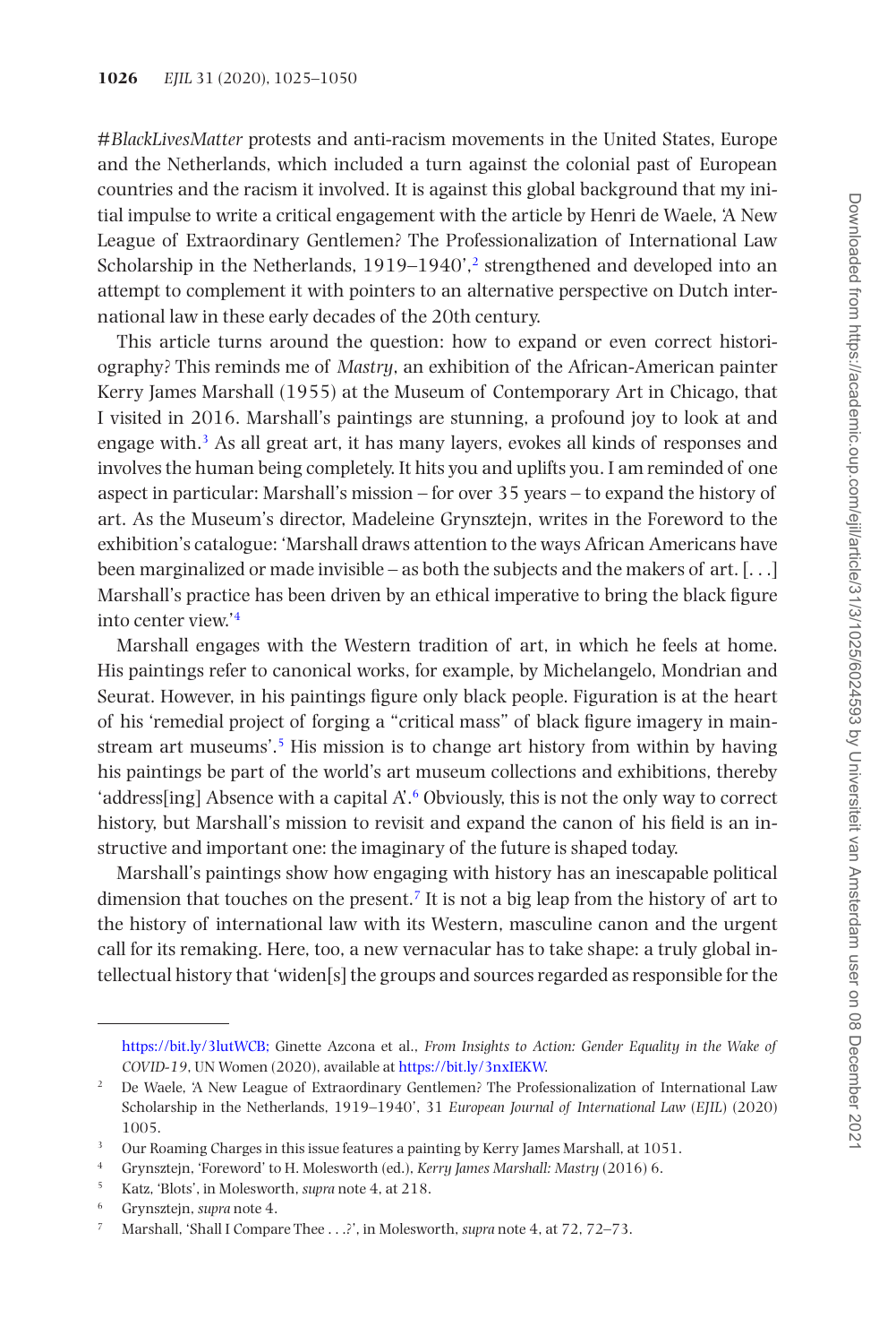#*BlackLivesMatter* protests and anti-racism movements in the United States, Europe and the Netherlands, which included a turn against the colonial past of European countries and the racism it involved. It is against this global background that my initial impulse to write a critical engagement with the article by Henri de Waele, 'A New League of Extraordinary Gentlemen? The Professionalization of International Law Scholarship in the Netherlands, 1919–1940',[2] strengthened and developed into an attempt to complement it with pointers to an alternative perspective on Dutch international law in these early decades of the 20th century.

This article turns around the question: how to expand or even correct historiography? This reminds me of *Mastry*, an exhibition of the African-American painter Kerry James Marshall (1955) at the Museum of Contemporary Art in Chicago, that I visited in 2016. Marshall's paintings are stunning, a profound joy to look at and engage with.[3] As all great art, it has many layers, evokes all kinds of responses and involves the human being completely. It hits you and uplifts you. I am reminded of one aspect in particular: Marshall's mission – for over 35 years – to expand the history of art. As the Museum's director, Madeleine Grynsztejn, writes in the Foreword to the exhibition's catalogue: 'Marshall draws attention to the ways African Americans have been marginalized or made invisible – as both the subjects and the makers of art. [. . .] Marshall's practice has been driven by an ethical imperative to bring the black figure into center view.'[4]

Marshall engages with the Western tradition of art, in which he feels at home. His paintings refer to canonical works, for example, by Michelangelo, Mondrian and Seurat. However, in his paintings figure only black people. Figuration is at the heart of his 'remedial project of forging a "critical mass" of black figure imagery in mainstream art museums'.[5] His mission is to change art history from within by having his paintings be part of the world's art museum collections and exhibitions, thereby 'address[ing] Absence with a capital A'.[6] Obviously, this is not the only way to correct history, but Marshall's mission to revisit and expand the canon of his field is an instructive and important one: the imaginary of the future is shaped today.

Marshall's paintings show how engaging with history has an inescapable political dimension that touches on the present.[7] It is not a big leap from the history of art to the history of international law with its Western, masculine canon and the urgent call for its remaking. Here, too, a new vernacular has to take shape: a truly global intellectual history that 'widen[s] the groups and sources regarded as responsible for the

---

https://bit.ly/3lutWCB; Ginette Azcona et al., *From Insights to Action: Gender Equality in the Wake of COVID-19*, UN Women (2020), available at https://bit.ly/3nxIEKW.

[2] De Waele, 'A New League of Extraordinary Gentlemen? The Professionalization of International Law Scholarship in the Netherlands, 1919–1940', 31 *European Journal of International Law* (*EJIL*) (2020) 1005.

[3] Our Roaming Charges in this issue features a painting by Kerry James Marshall, at 1051.

[4] Grynsztejn, 'Foreword' to H. Molesworth (ed.), *Kerry James Marshall: Mastry* (2016) 6.

[5] Katz, 'Blots', in Molesworth, *supra* note 4, at 218.

[6] Grynsztejn, *supra* note 4.

[7] Marshall, 'Shall I Compare Thee . . .?', in Molesworth, *supra* note 4, at 72, 72–73.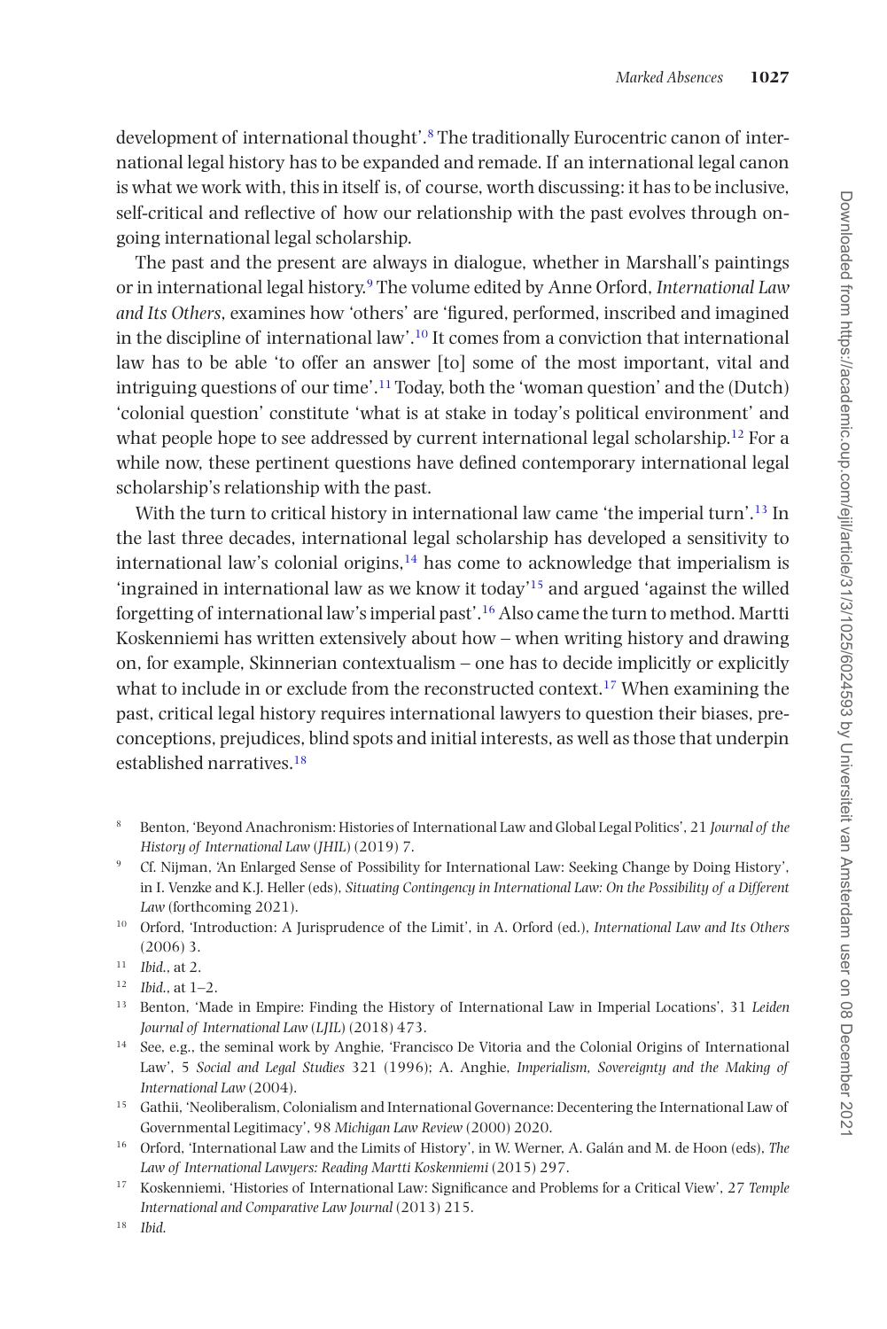development of international thought'.[8] The traditionally Eurocentric canon of international legal history has to be expanded and remade. If an international legal canon is what we work with, this in itself is, of course, worth discussing: it has to be inclusive, self-critical and reflective of how our relationship with the past evolves through ongoing international legal scholarship.

The past and the present are always in dialogue, whether in Marshall's paintings or in international legal history.[9] The volume edited by Anne Orford, *International Law and Its Others*, examines how 'others' are 'figured, performed, inscribed and imagined in the discipline of international law'.[10] It comes from a conviction that international law has to be able 'to offer an answer [to] some of the most important, vital and intriguing questions of our time'.[11] Today, both the 'woman question' and the (Dutch) 'colonial question' constitute 'what is at stake in today's political environment' and what people hope to see addressed by current international legal scholarship.[12] For a while now, these pertinent questions have defined contemporary international legal scholarship's relationship with the past.

With the turn to critical history in international law came 'the imperial turn'.[13] In the last three decades, international legal scholarship has developed a sensitivity to international law's colonial origins,[14] has come to acknowledge that imperialism is 'ingrained in international law as we know it today'[15] and argued 'against the willed forgetting of international law's imperial past'.[16] Also came the turn to method. Martti Koskenniemi has written extensively about how – when writing history and drawing on, for example, Skinnerian contextualism – one has to decide implicitly or explicitly what to include in or exclude from the reconstructed context.[17] When examining the past, critical legal history requires international lawyers to question their biases, preconceptions, prejudices, blind spots and initial interests, as well as those that underpin established narratives.[18]

[8] Benton, 'Beyond Anachronism: Histories of International Law and Global Legal Politics', 21 *Journal of the History of International Law (JHIL)* (2019) 7.

[9] Cf. Nijman, 'An Enlarged Sense of Possibility for International Law: Seeking Change by Doing History', in I. Venzke and K.J. Heller (eds), *Situating Contingency in International Law: On the Possibility of a Different Law* (forthcoming 2021).

[10] Orford, 'Introduction: A Jurisprudence of the Limit', in A. Orford (ed.), *International Law and Its Others* (2006) 3.

[11] *Ibid.*, at 2.

[12] *Ibid.*, at 1–2.

[13] Benton, 'Made in Empire: Finding the History of International Law in Imperial Locations', 31 *Leiden Journal of International Law (LJIL)* (2018) 473.

[14] See, e.g., the seminal work by Anghie, 'Francisco De Vitoria and the Colonial Origins of International Law', 5 *Social and Legal Studies* 321 (1996); A. Anghie, *Imperialism, Sovereignty and the Making of International Law* (2004).

[15] Gathii, 'Neoliberalism, Colonialism and International Governance: Decentering the International Law of Governmental Legitimacy', 98 *Michigan Law Review* (2000) 2020.

[16] Orford, 'International Law and the Limits of History', in W. Werner, A. Galán and M. de Hoon (eds), *The Law of International Lawyers: Reading Martti Koskenniemi* (2015) 297.

[17] Koskenniemi, 'Histories of International Law: Significance and Problems for a Critical View', 27 *Temple International and Comparative Law Journal* (2013) 215.

[18] *Ibid.*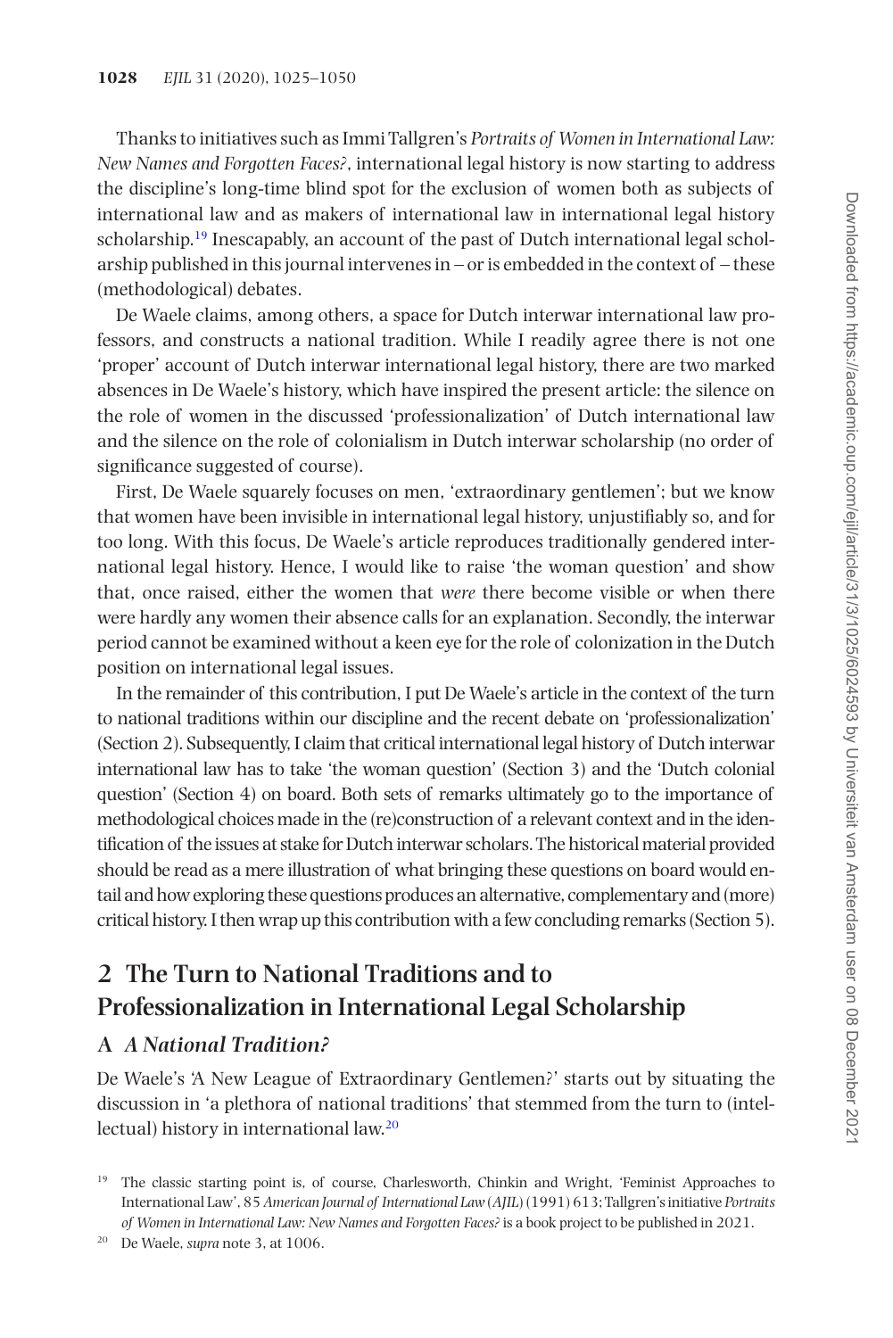Thanks to initiatives such as Immi Tallgren's *Portraits of Women in International Law: New Names and Forgotten Faces?*, international legal history is now starting to address the discipline's long-time blind spot for the exclusion of women both as subjects of international law and as makers of international law in international legal history scholarship.[19] Inescapably, an account of the past of Dutch international legal scholarship published in this journal intervenes in – or is embedded in the context of – these (methodological) debates.

De Waele claims, among others, a space for Dutch interwar international law professors, and constructs a national tradition. While I readily agree there is not one 'proper' account of Dutch interwar international legal history, there are two marked absences in De Waele's history, which have inspired the present article: the silence on the role of women in the discussed 'professionalization' of Dutch international law and the silence on the role of colonialism in Dutch interwar scholarship (no order of significance suggested of course).

First, De Waele squarely focuses on men, 'extraordinary gentlemen'; but we know that women have been invisible in international legal history, unjustifiably so, and for too long. With this focus, De Waele's article reproduces traditionally gendered international legal history. Hence, I would like to raise 'the woman question' and show that, once raised, either the women that *were* there become visible or when there were hardly any women their absence calls for an explanation. Secondly, the interwar period cannot be examined without a keen eye for the role of colonization in the Dutch position on international legal issues.

In the remainder of this contribution, I put De Waele's article in the context of the turn to national traditions within our discipline and the recent debate on 'professionalization' (Section 2). Subsequently, I claim that critical international legal history of Dutch interwar international law has to take 'the woman question' (Section 3) and the 'Dutch colonial question' (Section 4) on board. Both sets of remarks ultimately go to the importance of methodological choices made in the (re)construction of a relevant context and in the identification of the issues at stake for Dutch interwar scholars. The historical material provided should be read as a mere illustration of what bringing these questions on board would entail and how exploring these questions produces an alternative, complementary and (more) critical history. I then wrap up this contribution with a few concluding remarks (Section 5).

## 2 The Turn to National Traditions and to Professionalization in International Legal Scholarship

### A *A National Tradition?*

De Waele's 'A New League of Extraordinary Gentlemen?' starts out by situating the discussion in 'a plethora of national traditions' that stemmed from the turn to (intellectual) history in international law.[20]

[19] The classic starting point is, of course, Charlesworth, Chinkin and Wright, 'Feminist Approaches to International Law', 85 *American Journal of International Law* (*AJIL*) (1991) 613; Tallgren's initiative *Portraits of Women in International Law: New Names and Forgotten Faces?* is a book project to be published in 2021.

[20] De Waele, *supra* note 3, at 1006.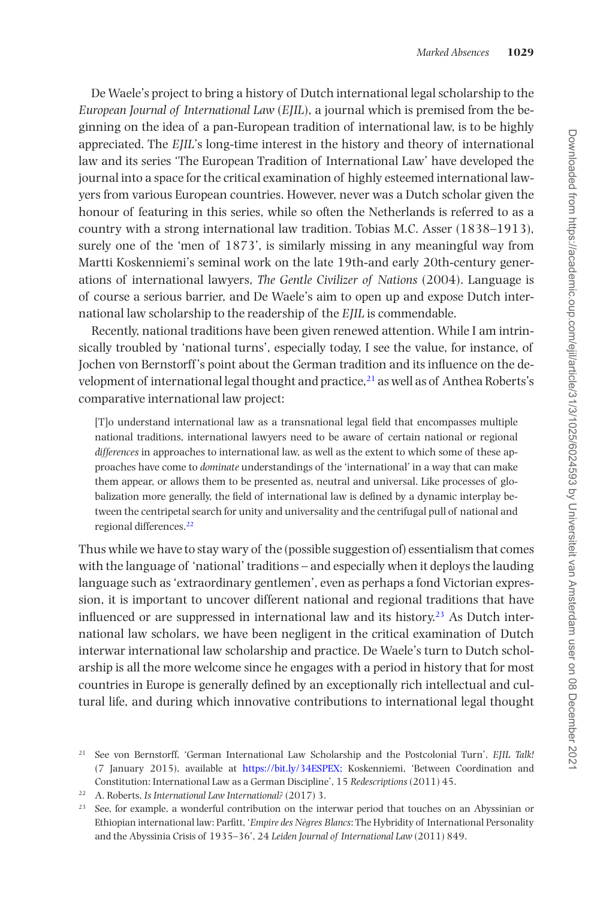De Waele's project to bring a history of Dutch international legal scholarship to the *European Journal of International Law* (*EJIL*), a journal which is premised from the beginning on the idea of a pan-European tradition of international law, is to be highly appreciated. The *EJIL*'s long-time interest in the history and theory of international law and its series 'The European Tradition of International Law' have developed the journal into a space for the critical examination of highly esteemed international lawyers from various European countries. However, never was a Dutch scholar given the honour of featuring in this series, while so often the Netherlands is referred to as a country with a strong international law tradition. Tobias M.C. Asser (1838–1913), surely one of the 'men of 1873', is similarly missing in any meaningful way from Martti Koskenniemi's seminal work on the late 19th-and early 20th-century generations of international lawyers, *The Gentle Civilizer of Nations* (2004). Language is of course a serious barrier, and De Waele's aim to open up and expose Dutch international law scholarship to the readership of the *EJIL* is commendable.

Recently, national traditions have been given renewed attention. While I am intrinsically troubled by 'national turns', especially today, I see the value, for instance, of Jochen von Bernstorff's point about the German tradition and its influence on the development of international legal thought and practice,[21] as well as of Anthea Roberts's comparative international law project:

> [T]o understand international law as a transnational legal field that encompasses multiple national traditions, international lawyers need to be aware of certain national or regional *differences* in approaches to international law, as well as the extent to which some of these approaches have come to *dominate* understandings of the 'international' in a way that can make them appear, or allows them to be presented as, neutral and universal. Like processes of globalization more generally, the field of international law is defined by a dynamic interplay between the centripetal search for unity and universality and the centrifugal pull of national and regional differences.[22]

Thus while we have to stay wary of the (possible suggestion of) essentialism that comes with the language of 'national' traditions – and especially when it deploys the lauding language such as 'extraordinary gentlemen', even as perhaps a fond Victorian expression, it is important to uncover different national and regional traditions that have influenced or are suppressed in international law and its history.[23] As Dutch international law scholars, we have been negligent in the critical examination of Dutch interwar international law scholarship and practice. De Waele's turn to Dutch scholarship is all the more welcome since he engages with a period in history that for most countries in Europe is generally defined by an exceptionally rich intellectual and cultural life, and during which innovative contributions to international legal thought

[21] See von Bernstorff, 'German International Law Scholarship and the Postcolonial Turn', *EJIL Talk!* (7 January 2015), available at https://bit.ly/34ESPEX; Koskenniemi, 'Between Coordination and Constitution: International Law as a German Discipline', 15 *Redescriptions* (2011) 45.

[22] A. Roberts, *Is International Law International?* (2017) 3.

[23] See, for example, a wonderful contribution on the interwar period that touches on an Abyssinian or Ethiopian international law: Parfitt, '*Empire des Nègres Blancs*: The Hybridity of International Personality and the Abyssinia Crisis of 1935–36', 24 *Leiden Journal of International Law* (2011) 849.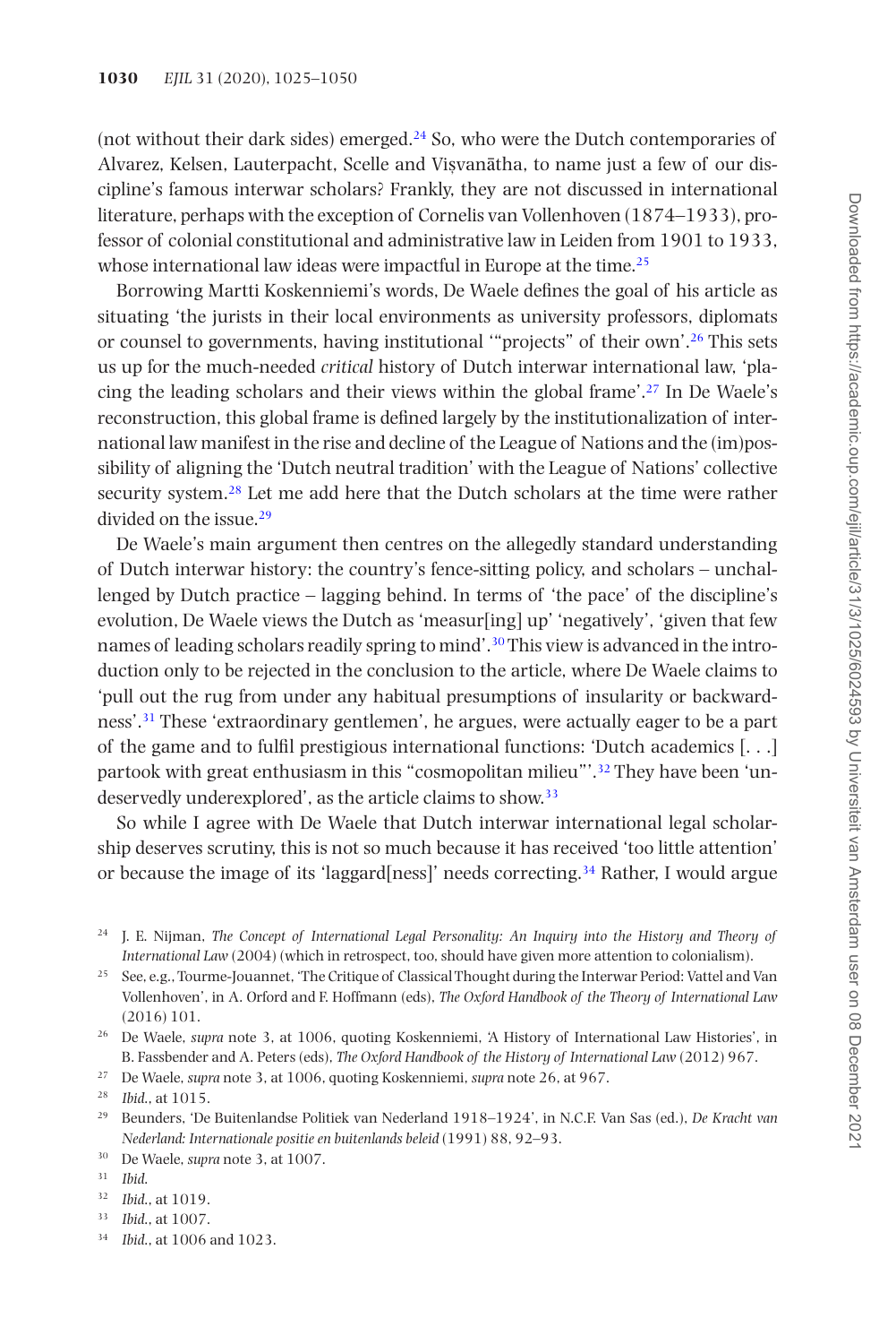(not without their dark sides) emerged.[24] So, who were the Dutch contemporaries of Alvarez, Kelsen, Lauterpacht, Scelle and Viṣvanātha, to name just a few of our discipline's famous interwar scholars? Frankly, they are not discussed in international literature, perhaps with the exception of Cornelis van Vollenhoven (1874–1933), professor of colonial constitutional and administrative law in Leiden from 1901 to 1933, whose international law ideas were impactful in Europe at the time.[25]

Borrowing Martti Koskenniemi's words, De Waele defines the goal of his article as situating 'the jurists in their local environments as university professors, diplomats or counsel to governments, having institutional '"projects" of their own'.[26] This sets us up for the much-needed *critical* history of Dutch interwar international law, 'placing the leading scholars and their views within the global frame'.[27] In De Waele's reconstruction, this global frame is defined largely by the institutionalization of international law manifest in the rise and decline of the League of Nations and the (im)possibility of aligning the 'Dutch neutral tradition' with the League of Nations' collective security system.[28] Let me add here that the Dutch scholars at the time were rather divided on the issue.[29]

De Waele's main argument then centres on the allegedly standard understanding of Dutch interwar history: the country's fence-sitting policy, and scholars – unchallenged by Dutch practice – lagging behind. In terms of 'the pace' of the discipline's evolution, De Waele views the Dutch as 'measur[ing] up' 'negatively', 'given that few names of leading scholars readily spring to mind'.[30] This view is advanced in the introduction only to be rejected in the conclusion to the article, where De Waele claims to 'pull out the rug from under any habitual presumptions of insularity or backwardness'.[31] These 'extraordinary gentlemen', he argues, were actually eager to be a part of the game and to fulfil prestigious international functions: 'Dutch academics [. . .] partook with great enthusiasm in this "cosmopolitan milieu"'.[32] They have been 'undeservedly underexplored', as the article claims to show.[33]

So while I agree with De Waele that Dutch interwar international legal scholarship deserves scrutiny, this is not so much because it has received 'too little attention' or because the image of its 'laggard[ness]' needs correcting.[34] Rather, I would argue

[24] J. E. Nijman, *The Concept of International Legal Personality: An Inquiry into the History and Theory of International Law* (2004) (which in retrospect, too, should have given more attention to colonialism).

[25] See, e.g., Tourme-Jouannet, 'The Critique of Classical Thought during the Interwar Period: Vattel and Van Vollenhoven', in A. Orford and F. Hoffmann (eds), *The Oxford Handbook of the Theory of International Law* (2016) 101.

[26] De Waele, *supra* note 3, at 1006, quoting Koskenniemi, 'A History of International Law Histories', in B. Fassbender and A. Peters (eds), *The Oxford Handbook of the History of International Law* (2012) 967.

[27] De Waele, *supra* note 3, at 1006, quoting Koskenniemi, *supra* note 26, at 967.

[28] *Ibid.*, at 1015.

[29] Beunders, 'De Buitenlandse Politiek van Nederland 1918–1924', in N.C.F. Van Sas (ed.), *De Kracht van Nederland: Internationale positie en buitenlands beleid* (1991) 88, 92–93.

[30] De Waele, *supra* note 3, at 1007.

[31] *Ibid.*

[32] *Ibid.*, at 1019.

[33] *Ibid.*, at 1007.

[34] *Ibid.*, at 1006 and 1023.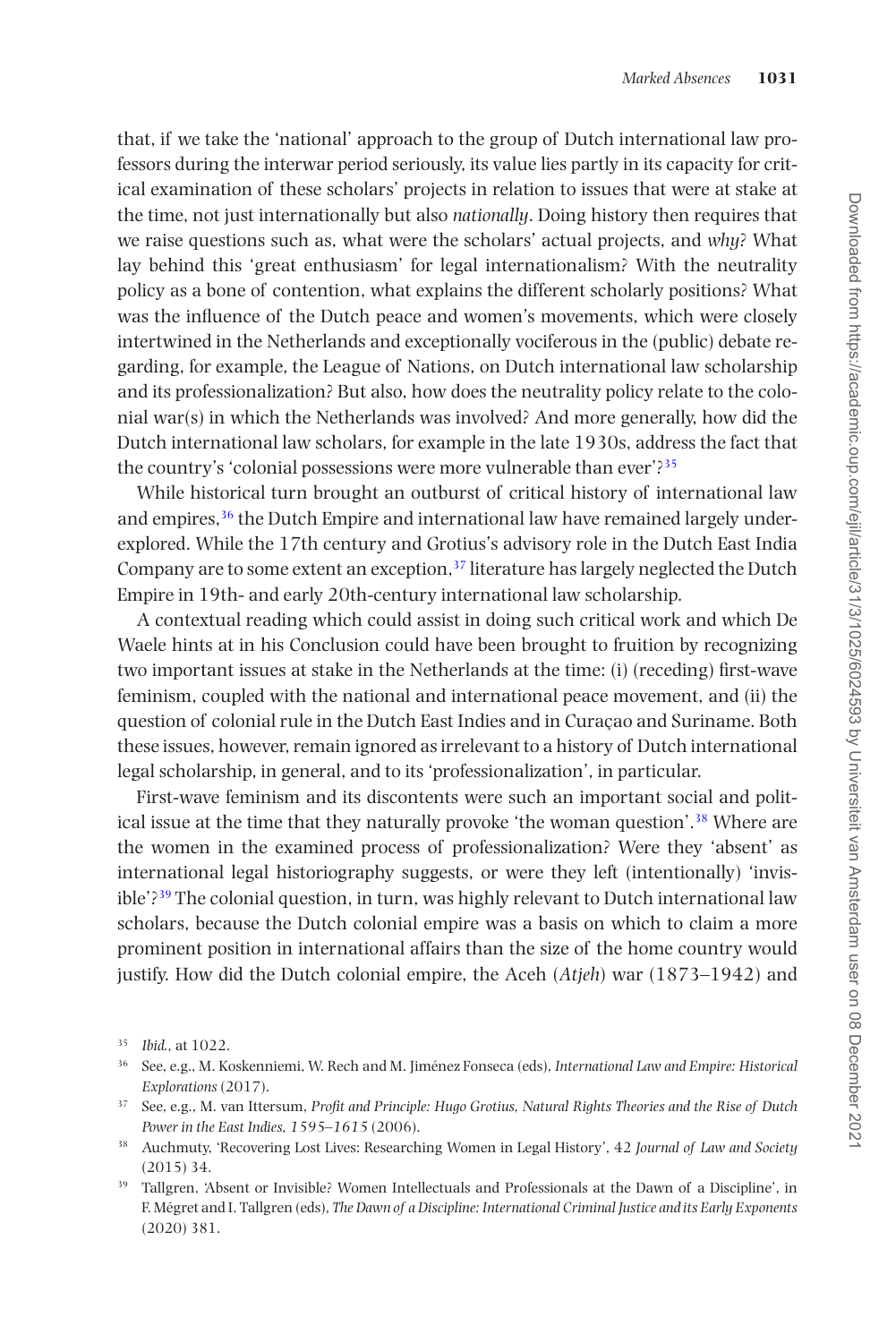that, if we take the 'national' approach to the group of Dutch international law professors during the interwar period seriously, its value lies partly in its capacity for critical examination of these scholars' projects in relation to issues that were at stake at the time, not just internationally but also *nationally*. Doing history then requires that we raise questions such as, what were the scholars' actual projects, and *why*? What lay behind this 'great enthusiasm' for legal internationalism? With the neutrality policy as a bone of contention, what explains the different scholarly positions? What was the influence of the Dutch peace and women's movements, which were closely intertwined in the Netherlands and exceptionally vociferous in the (public) debate regarding, for example, the League of Nations, on Dutch international law scholarship and its professionalization? But also, how does the neutrality policy relate to the colonial war(s) in which the Netherlands was involved? And more generally, how did the Dutch international law scholars, for example in the late 1930s, address the fact that the country's 'colonial possessions were more vulnerable than ever'?[35]

While historical turn brought an outburst of critical history of international law and empires,[36] the Dutch Empire and international law have remained largely underexplored. While the 17th century and Grotius's advisory role in the Dutch East India Company are to some extent an exception,[37] literature has largely neglected the Dutch Empire in 19th- and early 20th-century international law scholarship.

A contextual reading which could assist in doing such critical work and which De Waele hints at in his Conclusion could have been brought to fruition by recognizing two important issues at stake in the Netherlands at the time: (i) (receding) first-wave feminism, coupled with the national and international peace movement, and (ii) the question of colonial rule in the Dutch East Indies and in Curaçao and Suriname. Both these issues, however, remain ignored as irrelevant to a history of Dutch international legal scholarship, in general, and to its 'professionalization', in particular.

First-wave feminism and its discontents were such an important social and political issue at the time that they naturally provoke 'the woman question'.[38] Where are the women in the examined process of professionalization? Were they 'absent' as international legal historiography suggests, or were they left (intentionally) 'invisible'?[39] The colonial question, in turn, was highly relevant to Dutch international law scholars, because the Dutch colonial empire was a basis on which to claim a more prominent position in international affairs than the size of the home country would justify. How did the Dutch colonial empire, the Aceh (*Atjeh*) war (1873–1942) and

[35] *Ibid.*, at 1022.

[36] See, e.g., M. Koskenniemi, W. Rech and M. Jiménez Fonseca (eds), *International Law and Empire: Historical Explorations* (2017).

[37] See, e.g., M. van Ittersum, *Profit and Principle: Hugo Grotius, Natural Rights Theories and the Rise of Dutch Power in the East Indies, 1595–1615* (2006).

[38] Auchmuty, 'Recovering Lost Lives: Researching Women in Legal History', 42 *Journal of Law and Society* (2015) 34.

[39] Tallgren, 'Absent or Invisible? Women Intellectuals and Professionals at the Dawn of a Discipline', in F. Mégret and I. Tallgren (eds), *The Dawn of a Discipline: International Criminal Justice and its Early Exponents* (2020) 381.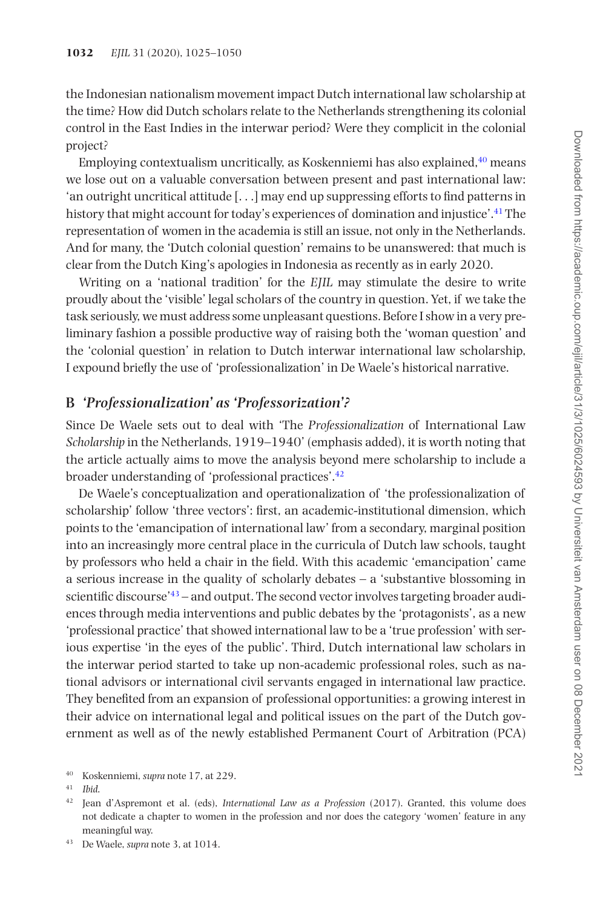the Indonesian nationalism movement impact Dutch international law scholarship at the time? How did Dutch scholars relate to the Netherlands strengthening its colonial control in the East Indies in the interwar period? Were they complicit in the colonial project?

Employing contextualism uncritically, as Koskenniemi has also explained,[40] means we lose out on a valuable conversation between present and past international law: 'an outright uncritical attitude [. . .] may end up suppressing efforts to find patterns in history that might account for today's experiences of domination and injustice'.[41] The representation of women in the academia is still an issue, not only in the Netherlands. And for many, the 'Dutch colonial question' remains to be unanswered: that much is clear from the Dutch King's apologies in Indonesia as recently as in early 2020.

Writing on a 'national tradition' for the *EJIL* may stimulate the desire to write proudly about the 'visible' legal scholars of the country in question. Yet, if we take the task seriously, we must address some unpleasant questions. Before I show in a very preliminary fashion a possible productive way of raising both the 'woman question' and the 'colonial question' in relation to Dutch interwar international law scholarship, I expound briefly the use of 'professionalization' in De Waele's historical narrative.

## B *'Professionalization' as 'Professorization'?*

Since De Waele sets out to deal with 'The *Professionalization* of International Law *Scholarship* in the Netherlands, 1919–1940' (emphasis added), it is worth noting that the article actually aims to move the analysis beyond mere scholarship to include a broader understanding of 'professional practices'.[42]

De Waele's conceptualization and operationalization of 'the professionalization of scholarship' follow 'three vectors': first, an academic-institutional dimension, which points to the 'emancipation of international law' from a secondary, marginal position into an increasingly more central place in the curricula of Dutch law schools, taught by professors who held a chair in the field. With this academic 'emancipation' came a serious increase in the quality of scholarly debates – a 'substantive blossoming in scientific discourse'[43] – and output. The second vector involves targeting broader audiences through media interventions and public debates by the 'protagonists', as a new 'professional practice' that showed international law to be a 'true profession' with serious expertise 'in the eyes of the public'. Third, Dutch international law scholars in the interwar period started to take up non-academic professional roles, such as national advisors or international civil servants engaged in international law practice. They benefited from an expansion of professional opportunities: a growing interest in their advice on international legal and political issues on the part of the Dutch government as well as of the newly established Permanent Court of Arbitration (PCA)

---

[40] Koskenniemi, *supra* note 17, at 229.

[41] *Ibid.*

[42] Jean d'Aspremont et al. (eds), *International Law as a Profession* (2017). Granted, this volume does not dedicate a chapter to women in the profession and nor does the category 'women' feature in any meaningful way.

[43] De Waele, *supra* note 3, at 1014.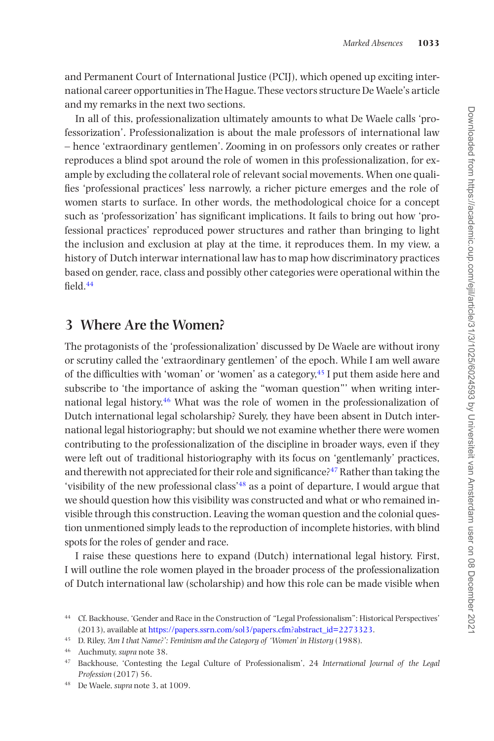and Permanent Court of International Justice (PCIJ), which opened up exciting international career opportunities in The Hague. These vectors structure De Waele's article and my remarks in the next two sections.

In all of this, professionalization ultimately amounts to what De Waele calls 'professorization'. Professionalization is about the male professors of international law – hence 'extraordinary gentlemen'. Zooming in on professors only creates or rather reproduces a blind spot around the role of women in this professionalization, for example by excluding the collateral role of relevant social movements. When one qualifies 'professional practices' less narrowly, a richer picture emerges and the role of women starts to surface. In other words, the methodological choice for a concept such as 'professorization' has significant implications. It fails to bring out how 'professional practices' reproduced power structures and rather than bringing to light the inclusion and exclusion at play at the time, it reproduces them. In my view, a history of Dutch interwar international law has to map how discriminatory practices based on gender, race, class and possibly other categories were operational within the field.[44]

## 3 Where Are the Women?

The protagonists of the 'professionalization' discussed by De Waele are without irony or scrutiny called the 'extraordinary gentlemen' of the epoch. While I am well aware of the difficulties with 'woman' or 'women' as a category,[45] I put them aside here and subscribe to 'the importance of asking the "woman question"' when writing international legal history.[46] What was the role of women in the professionalization of Dutch international legal scholarship? Surely, they have been absent in Dutch international legal historiography; but should we not examine whether there were women contributing to the professionalization of the discipline in broader ways, even if they were left out of traditional historiography with its focus on 'gentlemanly' practices, and therewith not appreciated for their role and significance?[47] Rather than taking the 'visibility of the new professional class'[48] as a point of departure, I would argue that we should question how this visibility was constructed and what or who remained invisible through this construction. Leaving the woman question and the colonial question unmentioned simply leads to the reproduction of incomplete histories, with blind spots for the roles of gender and race.

I raise these questions here to expand (Dutch) international legal history. First, I will outline the role women played in the broader process of the professionalization of Dutch international law (scholarship) and how this role can be made visible when

---

[44] Cf. Backhouse, 'Gender and Race in the Construction of "Legal Professionalism": Historical Perspectives' (2013), available at https://papers.ssrn.com/sol3/papers.cfm?abstract_id=2273323.

[45] D. Riley, *'Am I that Name?': Feminism and the Category of 'Women' in History* (1988).

[46] Auchmuty, *supra* note 38.

[47] Backhouse, 'Contesting the Legal Culture of Professionalism', 24 *International Journal of the Legal Profession* (2017) 56.

[48] De Waele, *supra* note 3, at 1009.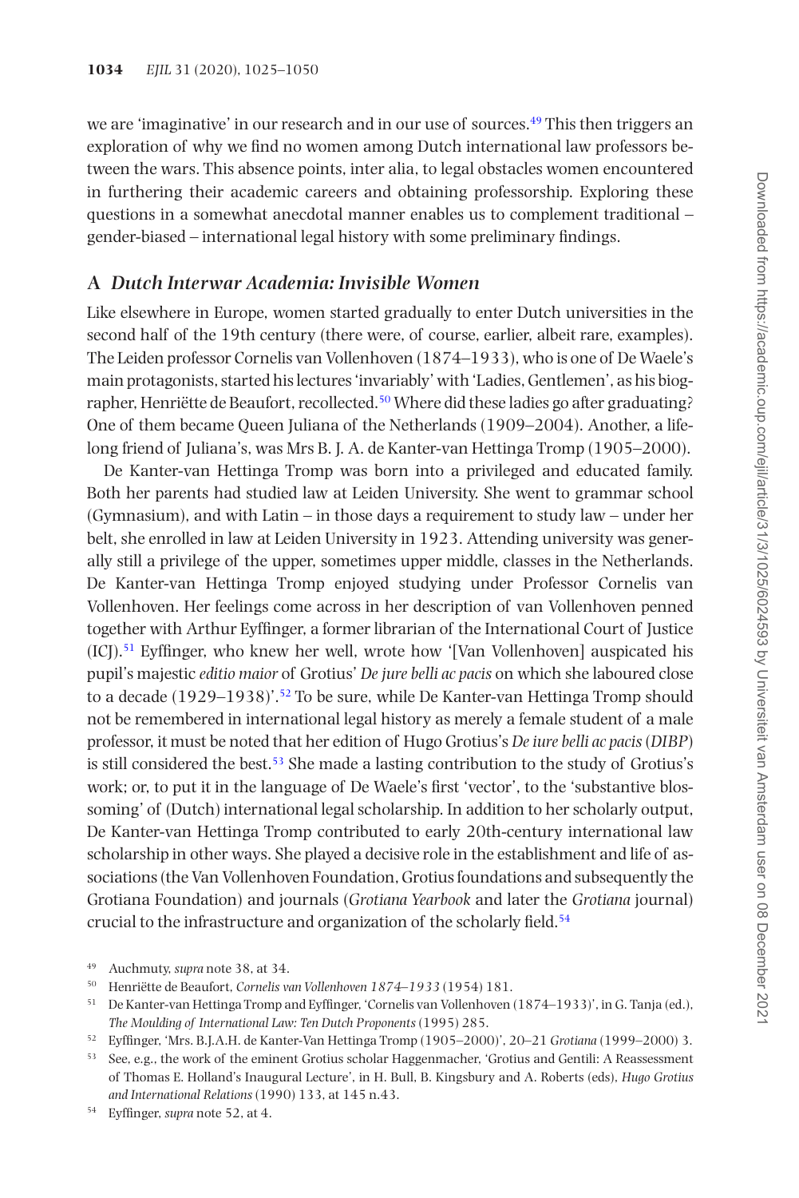we are 'imaginative' in our research and in our use of sources.[49] This then triggers an exploration of why we find no women among Dutch international law professors between the wars. This absence points, inter alia, to legal obstacles women encountered in furthering their academic careers and obtaining professorship. Exploring these questions in a somewhat anecdotal manner enables us to complement traditional – gender-biased – international legal history with some preliminary findings.

### A *Dutch Interwar Academia: Invisible Women*

Like elsewhere in Europe, women started gradually to enter Dutch universities in the second half of the 19th century (there were, of course, earlier, albeit rare, examples). The Leiden professor Cornelis van Vollenhoven (1874–1933), who is one of De Waele's main protagonists, started his lectures 'invariably' with 'Ladies, Gentlemen', as his biographer, Henriëtte de Beaufort, recollected.[50] Where did these ladies go after graduating? One of them became Queen Juliana of the Netherlands (1909–2004). Another, a lifelong friend of Juliana's, was Mrs B. J. A. de Kanter-van Hettinga Tromp (1905–2000).

De Kanter-van Hettinga Tromp was born into a privileged and educated family. Both her parents had studied law at Leiden University. She went to grammar school (Gymnasium), and with Latin – in those days a requirement to study law – under her belt, she enrolled in law at Leiden University in 1923. Attending university was generally still a privilege of the upper, sometimes upper middle, classes in the Netherlands. De Kanter-van Hettinga Tromp enjoyed studying under Professor Cornelis van Vollenhoven. Her feelings come across in her description of van Vollenhoven penned together with Arthur Eyffinger, a former librarian of the International Court of Justice (ICJ).[51] Eyffinger, who knew her well, wrote how '[Van Vollenhoven] auspicated his pupil's majestic *editio maior* of Grotius' *De jure belli ac pacis* on which she laboured close to a decade (1929–1938)'.[52] To be sure, while De Kanter-van Hettinga Tromp should not be remembered in international legal history as merely a female student of a male professor, it must be noted that her edition of Hugo Grotius's *De iure belli ac pacis* (*DIBP*) is still considered the best.[53] She made a lasting contribution to the study of Grotius's work; or, to put it in the language of De Waele's first 'vector', to the 'substantive blossoming' of (Dutch) international legal scholarship. In addition to her scholarly output, De Kanter-van Hettinga Tromp contributed to early 20th-century international law scholarship in other ways. She played a decisive role in the establishment and life of associations (the Van Vollenhoven Foundation, Grotius foundations and subsequently the Grotiana Foundation) and journals (*Grotiana Yearbook* and later the *Grotiana* journal) crucial to the infrastructure and organization of the scholarly field.[54]

[49] Auchmuty, *supra* note 38, at 34.

[50] Henriëtte de Beaufort, *Cornelis van Vollenhoven 1874–1933* (1954) 181.

[51] De Kanter-van Hettinga Tromp and Eyffinger, 'Cornelis van Vollenhoven (1874–1933)', in G. Tanja (ed.), *The Moulding of International Law: Ten Dutch Proponents* (1995) 285.

[52] Eyffinger, 'Mrs. B.J.A.H. de Kanter-Van Hettinga Tromp (1905–2000)', 20–21 *Grotiana* (1999–2000) 3.

[53] See, e.g., the work of the eminent Grotius scholar Haggenmacher, 'Grotius and Gentili: A Reassessment of Thomas E. Holland's Inaugural Lecture', in H. Bull, B. Kingsbury and A. Roberts (eds), *Hugo Grotius and International Relations* (1990) 133, at 145 n.43.

[54] Eyffinger, *supra* note 52, at 4.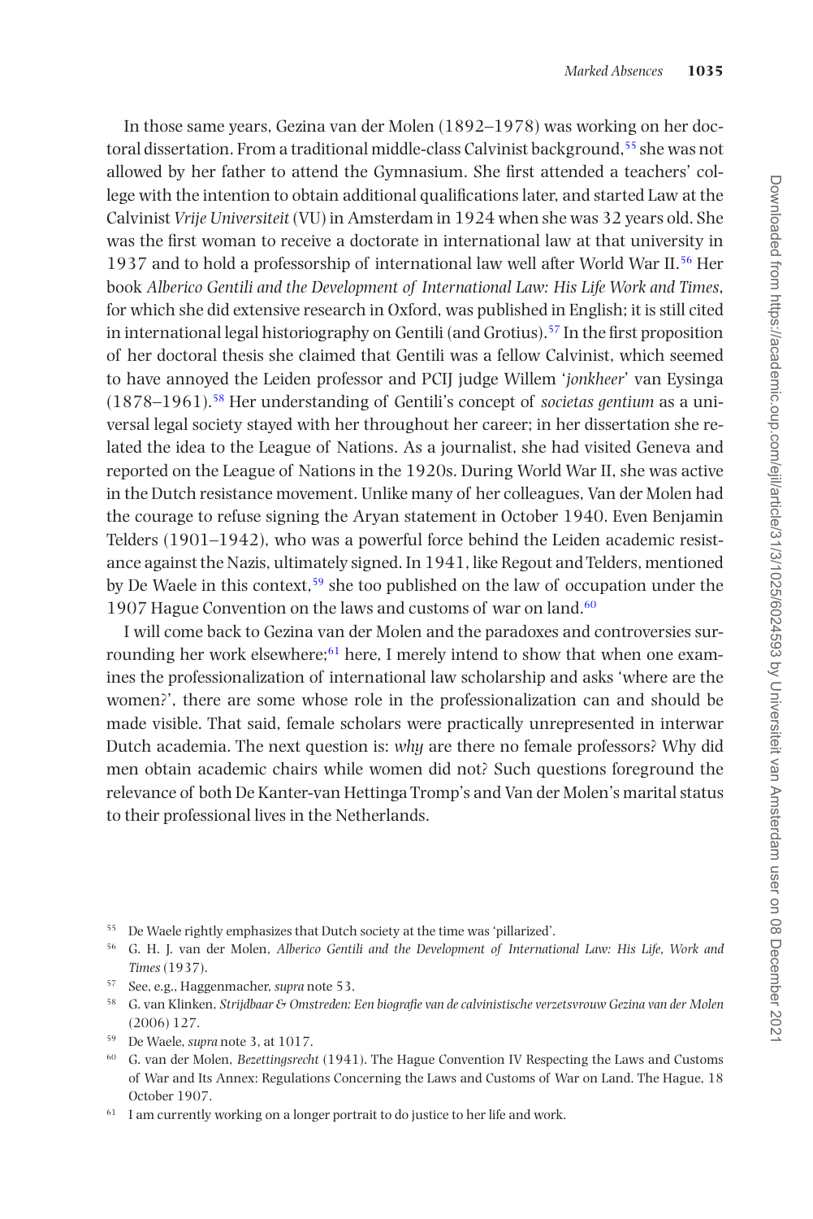In those same years, Gezina van der Molen (1892–1978) was working on her doctoral dissertation. From a traditional middle-class Calvinist background,[55] she was not allowed by her father to attend the Gymnasium. She first attended a teachers' college with the intention to obtain additional qualifications later, and started Law at the Calvinist *Vrije Universiteit* (VU) in Amsterdam in 1924 when she was 32 years old. She was the first woman to receive a doctorate in international law at that university in 1937 and to hold a professorship of international law well after World War II.[56] Her book *Alberico Gentili and the Development of International Law: His Life Work and Times*, for which she did extensive research in Oxford, was published in English; it is still cited in international legal historiography on Gentili (and Grotius).[57] In the first proposition of her doctoral thesis she claimed that Gentili was a fellow Calvinist, which seemed to have annoyed the Leiden professor and PCIJ judge Willem '*jonkheer*' van Eysinga (1878–1961).[58] Her understanding of Gentili's concept of *societas gentium* as a universal legal society stayed with her throughout her career; in her dissertation she related the idea to the League of Nations. As a journalist, she had visited Geneva and reported on the League of Nations in the 1920s. During World War II, she was active in the Dutch resistance movement. Unlike many of her colleagues, Van der Molen had the courage to refuse signing the Aryan statement in October 1940. Even Benjamin Telders (1901–1942), who was a powerful force behind the Leiden academic resistance against the Nazis, ultimately signed. In 1941, like Regout and Telders, mentioned by De Waele in this context,[59] she too published on the law of occupation under the 1907 Hague Convention on the laws and customs of war on land.[60]

I will come back to Gezina van der Molen and the paradoxes and controversies surrounding her work elsewhere;[61] here, I merely intend to show that when one examines the professionalization of international law scholarship and asks 'where are the women?', there are some whose role in the professionalization can and should be made visible. That said, female scholars were practically unrepresented in interwar Dutch academia. The next question is: *why* are there no female professors? Why did men obtain academic chairs while women did not? Such questions foreground the relevance of both De Kanter-van Hettinga Tromp's and Van der Molen's marital status to their professional lives in the Netherlands.

---

[55] De Waele rightly emphasizes that Dutch society at the time was 'pillarized'.

[56] G. H. J. van der Molen, *Alberico Gentili and the Development of International Law: His Life, Work and Times* (1937).

[57] See, e.g., Haggenmacher, *supra* note 53.

[58] G. van Klinken, *Strijdbaar & Omstreden: Een biografie van de calvinistische verzetsvrouw Gezina van der Molen* (2006) 127.

[59] De Waele, *supra* note 3, at 1017.

[60] G. van der Molen, *Bezettingsrecht* (1941). The Hague Convention IV Respecting the Laws and Customs of War and Its Annex: Regulations Concerning the Laws and Customs of War on Land. The Hague, 18 October 1907.

[61] I am currently working on a longer portrait to do justice to her life and work.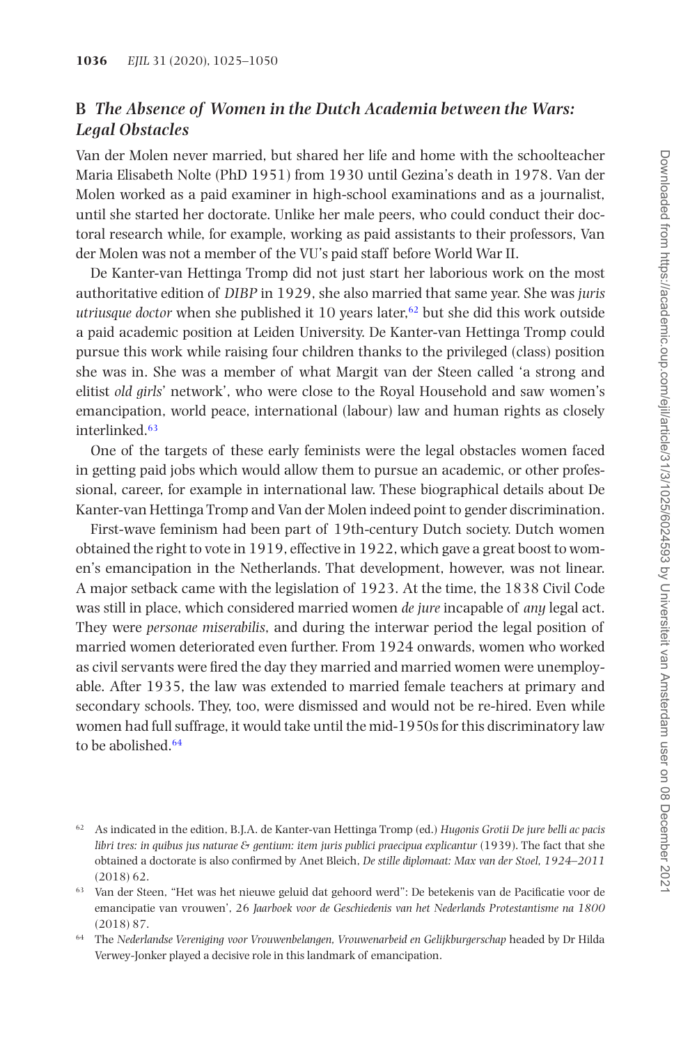## B *The Absence of Women in the Dutch Academia between the Wars: Legal Obstacles*

Van der Molen never married, but shared her life and home with the schoolteacher Maria Elisabeth Nolte (PhD 1951) from 1930 until Gezina's death in 1978. Van der Molen worked as a paid examiner in high-school examinations and as a journalist, until she started her doctorate. Unlike her male peers, who could conduct their doctoral research while, for example, working as paid assistants to their professors, Van der Molen was not a member of the VU's paid staff before World War II.

De Kanter-van Hettinga Tromp did not just start her laborious work on the most authoritative edition of *DIBP* in 1929, she also married that same year. She was *juris utriusque doctor* when she published it 10 years later,[62] but she did this work outside a paid academic position at Leiden University. De Kanter-van Hettinga Tromp could pursue this work while raising four children thanks to the privileged (class) position she was in. She was a member of what Margit van der Steen called 'a strong and elitist *old girls*' network', who were close to the Royal Household and saw women's emancipation, world peace, international (labour) law and human rights as closely interlinked.[63]

One of the targets of these early feminists were the legal obstacles women faced in getting paid jobs which would allow them to pursue an academic, or other professional, career, for example in international law. These biographical details about De Kanter-van Hettinga Tromp and Van der Molen indeed point to gender discrimination.

First-wave feminism had been part of 19th-century Dutch society. Dutch women obtained the right to vote in 1919, effective in 1922, which gave a great boost to women's emancipation in the Netherlands. That development, however, was not linear. A major setback came with the legislation of 1923. At the time, the 1838 Civil Code was still in place, which considered married women *de jure* incapable of *any* legal act. They were *personae miserabilis*, and during the interwar period the legal position of married women deteriorated even further. From 1924 onwards, women who worked as civil servants were fired the day they married and married women were unemployable. After 1935, the law was extended to married female teachers at primary and secondary schools. They, too, were dismissed and would not be re-hired. Even while women had full suffrage, it would take until the mid-1950s for this discriminatory law to be abolished.[64]

---

[62] As indicated in the edition, B.J.A. de Kanter-van Hettinga Tromp (ed.) *Hugonis Grotii De jure belli ac pacis libri tres: in quibus jus naturae & gentium: item juris publici praecipua explicantur* (1939). The fact that she obtained a doctorate is also confirmed by Anet Bleich, *De stille diplomaat: Max van der Stoel, 1924–2011* (2018) 62.

[63] Van der Steen, '"Het was het nieuwe geluid dat gehoord werd": De betekenis van de Pacificatie voor de emancipatie van vrouwen', 26 *Jaarboek voor de Geschiedenis van het Nederlands Protestantisme na 1800* (2018) 87.

[64] The *Nederlandse Vereniging voor Vrouwenbelangen, Vrouwenarbeid en Gelijkburgerschap* headed by Dr Hilda Verwey-Jonker played a decisive role in this landmark of emancipation.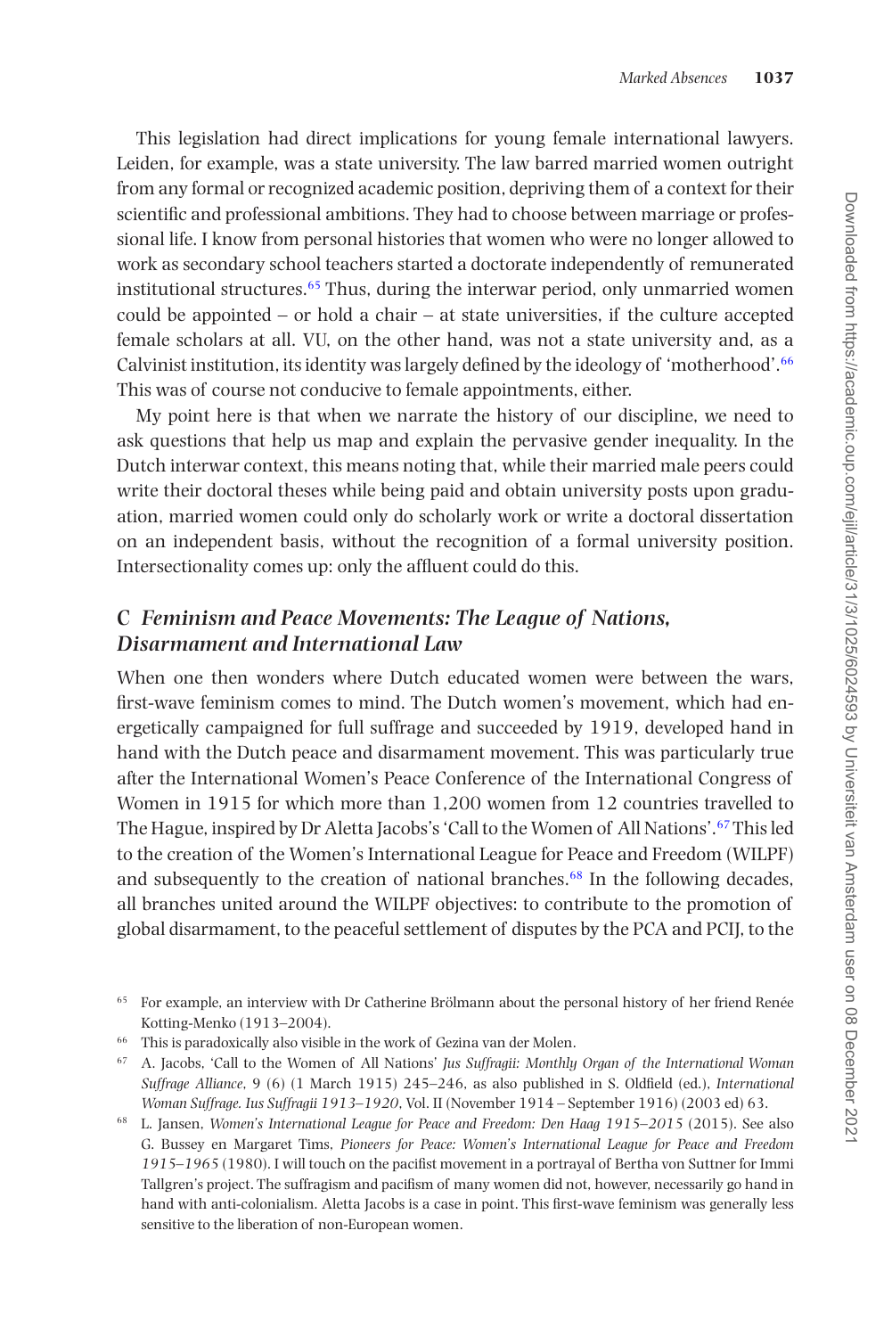This legislation had direct implications for young female international lawyers. Leiden, for example, was a state university. The law barred married women outright from any formal or recognized academic position, depriving them of a context for their scientific and professional ambitions. They had to choose between marriage or professional life. I know from personal histories that women who were no longer allowed to work as secondary school teachers started a doctorate independently of remunerated institutional structures.[65] Thus, during the interwar period, only unmarried women could be appointed – or hold a chair – at state universities, if the culture accepted female scholars at all. VU, on the other hand, was not a state university and, as a Calvinist institution, its identity was largely defined by the ideology of 'motherhood'.[66] This was of course not conducive to female appointments, either.

My point here is that when we narrate the history of our discipline, we need to ask questions that help us map and explain the pervasive gender inequality. In the Dutch interwar context, this means noting that, while their married male peers could write their doctoral theses while being paid and obtain university posts upon graduation, married women could only do scholarly work or write a doctoral dissertation on an independent basis, without the recognition of a formal university position. Intersectionality comes up: only the affluent could do this.

## C *Feminism and Peace Movements: The League of Nations, Disarmament and International Law*

When one then wonders where Dutch educated women were between the wars, first-wave feminism comes to mind. The Dutch women's movement, which had energetically campaigned for full suffrage and succeeded by 1919, developed hand in hand with the Dutch peace and disarmament movement. This was particularly true after the International Women's Peace Conference of the International Congress of Women in 1915 for which more than 1,200 women from 12 countries travelled to The Hague, inspired by Dr Aletta Jacobs's 'Call to the Women of All Nations'.[67] This led to the creation of the Women's International League for Peace and Freedom (WILPF) and subsequently to the creation of national branches.[68] In the following decades, all branches united around the WILPF objectives: to contribute to the promotion of global disarmament, to the peaceful settlement of disputes by the PCA and PCIJ, to the

---

[65] For example, an interview with Dr Catherine Brölmann about the personal history of her friend Renée Kotting-Menko (1913–2004).

[66] This is paradoxically also visible in the work of Gezina van der Molen.

[67] A. Jacobs, 'Call to the Women of All Nations' *Jus Suffragii: Monthly Organ of the International Woman Suffrage Alliance*, 9 (6) (1 March 1915) 245–246, as also published in S. Oldfield (ed.), *International Woman Suffrage. Ius Suffragii 1913–1920*, Vol. II (November 1914 – September 1916) (2003 ed) 63.

[68] L. Jansen, *Women's International League for Peace and Freedom: Den Haag 1915–2015* (2015). See also G. Bussey en Margaret Tims, *Pioneers for Peace: Women's International League for Peace and Freedom 1915–1965* (1980). I will touch on the pacifist movement in a portrayal of Bertha von Suttner for Immi Tallgren's project. The suffragism and pacifism of many women did not, however, necessarily go hand in hand with anti-colonialism. Aletta Jacobs is a case in point. This first-wave feminism was generally less sensitive to the liberation of non-European women.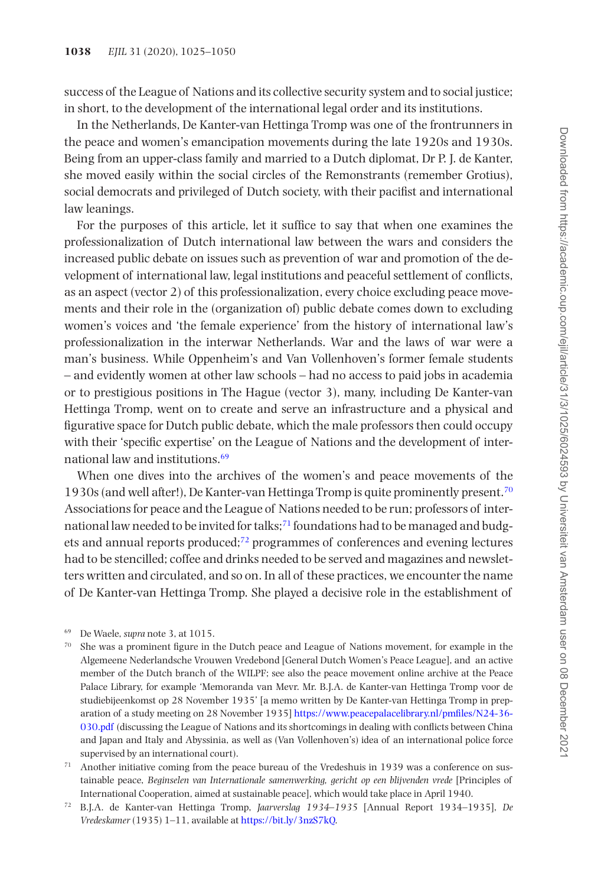success of the League of Nations and its collective security system and to social justice; in short, to the development of the international legal order and its institutions.

In the Netherlands, De Kanter-van Hettinga Tromp was one of the frontrunners in the peace and women's emancipation movements during the late 1920s and 1930s. Being from an upper-class family and married to a Dutch diplomat, Dr P. J. de Kanter, she moved easily within the social circles of the Remonstrants (remember Grotius), social democrats and privileged of Dutch society, with their pacifist and international law leanings.

For the purposes of this article, let it suffice to say that when one examines the professionalization of Dutch international law between the wars and considers the increased public debate on issues such as prevention of war and promotion of the development of international law, legal institutions and peaceful settlement of conflicts, as an aspect (vector 2) of this professionalization, every choice excluding peace movements and their role in the (organization of) public debate comes down to excluding women's voices and 'the female experience' from the history of international law's professionalization in the interwar Netherlands. War and the laws of war were a man's business. While Oppenheim's and Van Vollenhoven's former female students – and evidently women at other law schools – had no access to paid jobs in academia or to prestigious positions in The Hague (vector 3), many, including De Kanter-van Hettinga Tromp, went on to create and serve an infrastructure and a physical and figurative space for Dutch public debate, which the male professors then could occupy with their 'specific expertise' on the League of Nations and the development of international law and institutions.[69]

When one dives into the archives of the women's and peace movements of the 1930s (and well after!), De Kanter-van Hettinga Tromp is quite prominently present.[70] Associations for peace and the League of Nations needed to be run; professors of international law needed to be invited for talks;[71] foundations had to be managed and budgets and annual reports produced;[72] programmes of conferences and evening lectures had to be stencilled; coffee and drinks needed to be served and magazines and newsletters written and circulated, and so on. In all of these practices, we encounter the name of De Kanter-van Hettinga Tromp. She played a decisive role in the establishment of

---

[69] De Waele, *supra* note 3, at 1015.

[70] She was a prominent figure in the Dutch peace and League of Nations movement, for example in the Algemeene Nederlandsche Vrouwen Vredebond [General Dutch Women's Peace League], and an active member of the Dutch branch of the WILPF; see also the peace movement online archive at the Peace Palace Library, for example 'Memoranda van Mevr. Mr. B.J.A. de Kanter-van Hettinga Tromp voor de studiebijeenkomst op 28 November 1935' [a memo written by De Kanter-van Hettinga Tromp in preparation of a study meeting on 28 November 1935] https://www.peacepalacelibrary.nl/pmfiles/N24-36-030.pdf (discussing the League of Nations and its shortcomings in dealing with conflicts between China and Japan and Italy and Abyssinia, as well as (Van Vollenhoven's) idea of an international police force supervised by an international court).

[71] Another initiative coming from the peace bureau of the Vredeshuis in 1939 was a conference on sustainable peace, *Beginselen van Internationale samenwerking, gericht op een blijvenden vrede* [Principles of International Cooperation, aimed at sustainable peace], which would take place in April 1940.

[72] B.J.A. de Kanter-van Hettinga Tromp, *Jaarverslag 1934–1935* [Annual Report 1934–1935], *De Vredeskamer* (1935) 1–11, available at https://bit.ly/3nzS7kQ.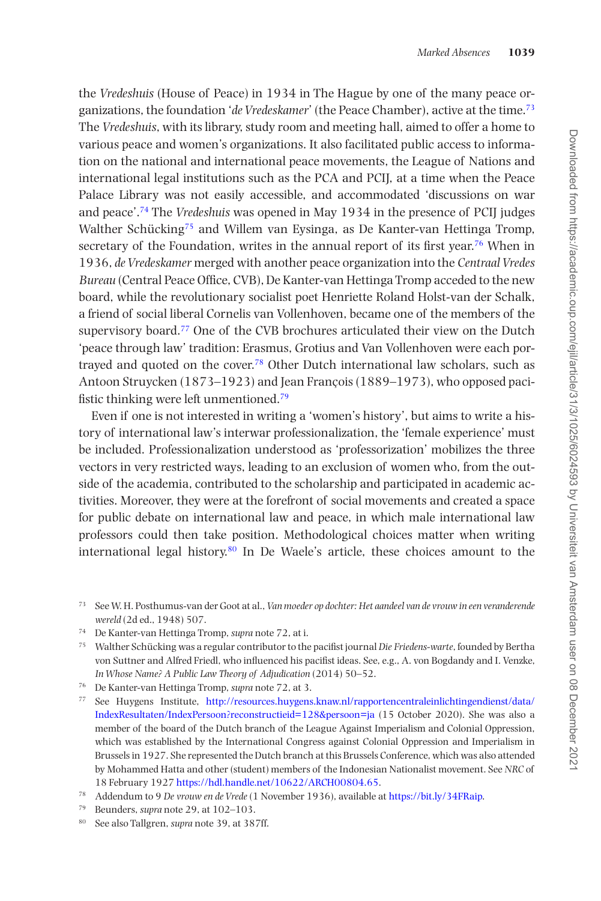the *Vredeshuis* (House of Peace) in 1934 in The Hague by one of the many peace organizations, the foundation '*de Vredeskamer*' (the Peace Chamber), active at the time.[73] The *Vredeshuis*, with its library, study room and meeting hall, aimed to offer a home to various peace and women's organizations. It also facilitated public access to information on the national and international peace movements, the League of Nations and international legal institutions such as the PCA and PCIJ, at a time when the Peace Palace Library was not easily accessible, and accommodated 'discussions on war and peace'.[74] The *Vredeshuis* was opened in May 1934 in the presence of PCIJ judges Walther Schücking[75] and Willem van Eysinga, as De Kanter-van Hettinga Tromp, secretary of the Foundation, writes in the annual report of its first year.[76] When in 1936, *de Vredeskamer* merged with another peace organization into the *Centraal Vredes Bureau* (Central Peace Office, CVB), De Kanter-van Hettinga Tromp acceded to the new board, while the revolutionary socialist poet Henriette Roland Holst-van der Schalk, a friend of social liberal Cornelis van Vollenhoven, became one of the members of the supervisory board.[77] One of the CVB brochures articulated their view on the Dutch 'peace through law' tradition: Erasmus, Grotius and Van Vollenhoven were each portrayed and quoted on the cover.[78] Other Dutch international law scholars, such as Antoon Struycken (1873–1923) and Jean François (1889–1973), who opposed pacifistic thinking were left unmentioned.[79]

Even if one is not interested in writing a 'women's history', but aims to write a history of international law's interwar professionalization, the 'female experience' must be included. Professionalization understood as 'professorization' mobilizes the three vectors in very restricted ways, leading to an exclusion of women who, from the outside of the academia, contributed to the scholarship and participated in academic activities. Moreover, they were at the forefront of social movements and created a space for public debate on international law and peace, in which male international law professors could then take position. Methodological choices matter when writing international legal history.[80] In De Waele's article, these choices amount to the

[73] See W. H. Posthumus-van der Goot at al., *Van moeder op dochter: Het aandeel van de vrouw in een veranderende wereld* (2d ed., 1948) 507.

[74] De Kanter-van Hettinga Tromp, *supra* note 72, at i.

[75] Walther Schücking was a regular contributor to the pacifist journal *Die Friedens-warte*, founded by Bertha von Suttner and Alfred Friedl, who influenced his pacifist ideas. See, e.g., A. von Bogdandy and I. Venzke, *In Whose Name? A Public Law Theory of Adjudication* (2014) 50–52.

[76] De Kanter-van Hettinga Tromp, *supra* note 72, at 3.

[77] See Huygens Institute, http://resources.huygens.knaw.nl/rapportencentraleinlichtingendienst/data/IndexResultaten/IndexPersoon?reconstructieid=128&persoon=ja (15 October 2020). She was also a member of the board of the Dutch branch of the League Against Imperialism and Colonial Oppression, which was established by the International Congress against Colonial Oppression and Imperialism in Brussels in 1927. She represented the Dutch branch at this Brussels Conference, which was also attended by Mohammed Hatta and other (student) members of the Indonesian Nationalist movement. See *NRC* of 18 February 1927 https://hdl.handle.net/10622/ARCH00804.65.

[78] Addendum to 9 *De vrouw en de Vrede* (1 November 1936), available at https://bit.ly/34FRaip.

[79] Beunders, *supra* note 29, at 102–103.

[80] See also Tallgren, *supra* note 39, at 387ff.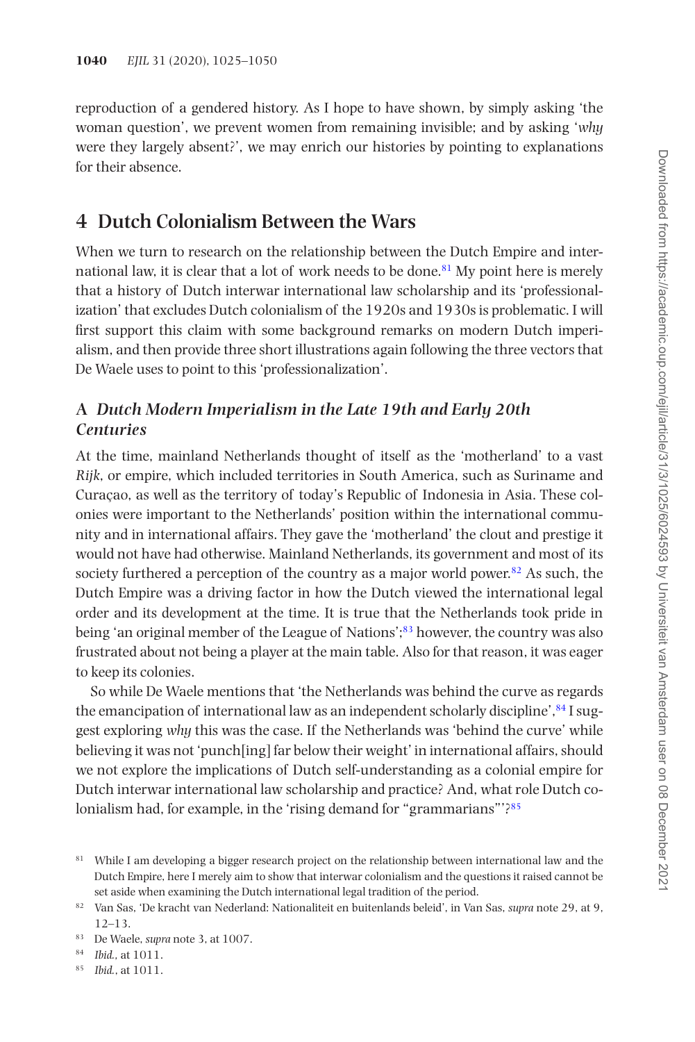reproduction of a gendered history. As I hope to have shown, by simply asking 'the woman question', we prevent women from remaining invisible; and by asking '*why* were they largely absent?', we may enrich our histories by pointing to explanations for their absence.

## 4 Dutch Colonialism Between the Wars

When we turn to research on the relationship between the Dutch Empire and international law, it is clear that a lot of work needs to be done.[81] My point here is merely that a history of Dutch interwar international law scholarship and its 'professionalization' that excludes Dutch colonialism of the 1920s and 1930s is problematic. I will first support this claim with some background remarks on modern Dutch imperialism, and then provide three short illustrations again following the three vectors that De Waele uses to point to this 'professionalization'.

### A *Dutch Modern Imperialism in the Late 19th and Early 20th Centuries*

At the time, mainland Netherlands thought of itself as the 'motherland' to a vast *Rijk*, or empire, which included territories in South America, such as Suriname and Curaçao, as well as the territory of today's Republic of Indonesia in Asia. These colonies were important to the Netherlands' position within the international community and in international affairs. They gave the 'motherland' the clout and prestige it would not have had otherwise. Mainland Netherlands, its government and most of its society furthered a perception of the country as a major world power.[82] As such, the Dutch Empire was a driving factor in how the Dutch viewed the international legal order and its development at the time. It is true that the Netherlands took pride in being 'an original member of the League of Nations';[83] however, the country was also frustrated about not being a player at the main table. Also for that reason, it was eager to keep its colonies.

So while De Waele mentions that 'the Netherlands was behind the curve as regards the emancipation of international law as an independent scholarly discipline',[84] I suggest exploring *why* this was the case. If the Netherlands was 'behind the curve' while believing it was not 'punch[ing] far below their weight' in international affairs, should we not explore the implications of Dutch self-understanding as a colonial empire for Dutch interwar international law scholarship and practice? And, what role Dutch colonialism had, for example, in the 'rising demand for "grammarians"'?[85]

[81] While I am developing a bigger research project on the relationship between international law and the Dutch Empire, here I merely aim to show that interwar colonialism and the questions it raised cannot be set aside when examining the Dutch international legal tradition of the period.

[82] Van Sas, 'De kracht van Nederland: Nationaliteit en buitenlands beleid', in Van Sas, *supra* note 29, at 9, 12–13.

[83] De Waele, *supra* note 3, at 1007.

[84] *Ibid.*, at 1011.

[85] *Ibid.*, at 1011.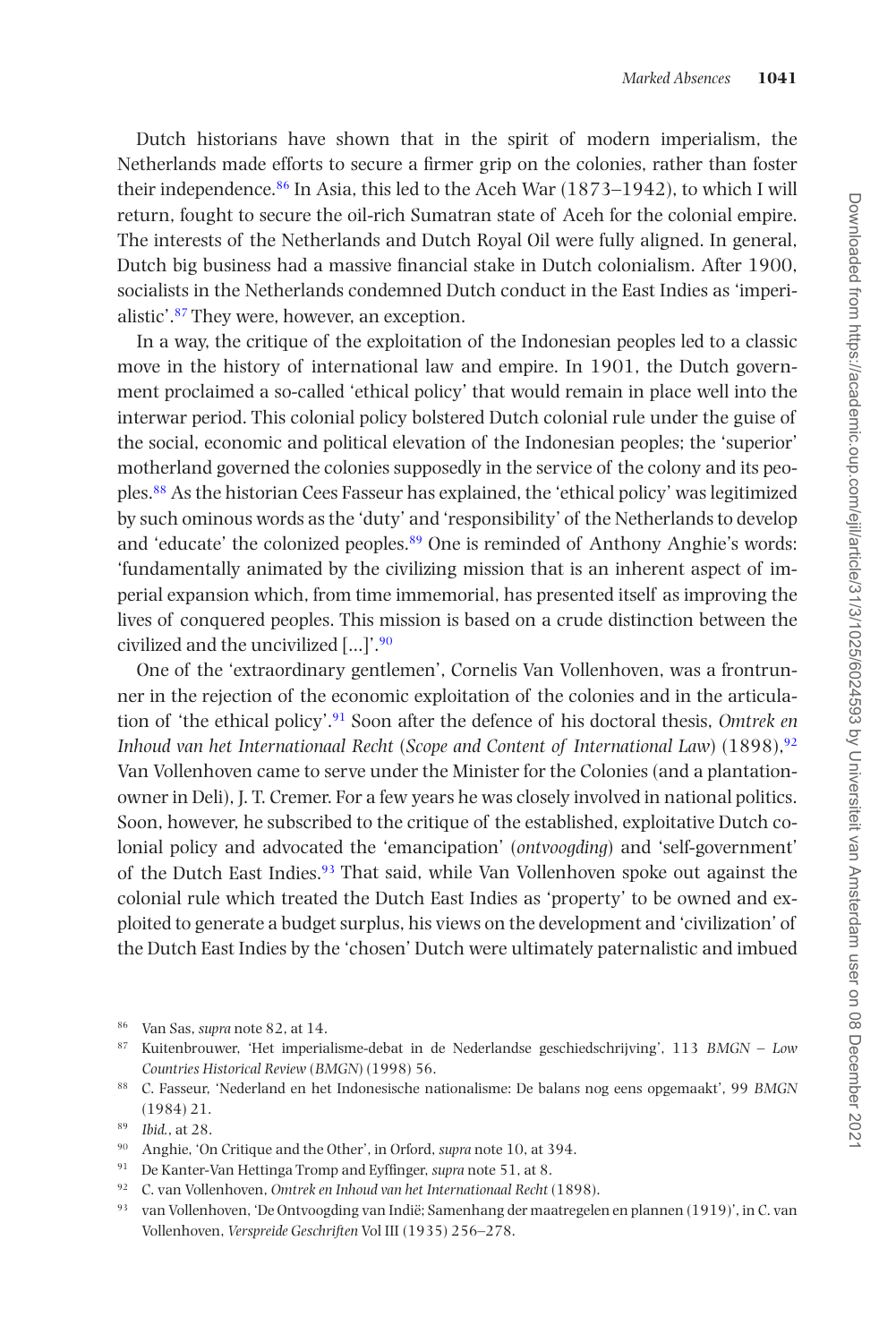Dutch historians have shown that in the spirit of modern imperialism, the Netherlands made efforts to secure a firmer grip on the colonies, rather than foster their independence.[86] In Asia, this led to the Aceh War (1873–1942), to which I will return, fought to secure the oil-rich Sumatran state of Aceh for the colonial empire. The interests of the Netherlands and Dutch Royal Oil were fully aligned. In general, Dutch big business had a massive financial stake in Dutch colonialism. After 1900, socialists in the Netherlands condemned Dutch conduct in the East Indies as 'imperialistic'.[87] They were, however, an exception.

In a way, the critique of the exploitation of the Indonesian peoples led to a classic move in the history of international law and empire. In 1901, the Dutch government proclaimed a so-called 'ethical policy' that would remain in place well into the interwar period. This colonial policy bolstered Dutch colonial rule under the guise of the social, economic and political elevation of the Indonesian peoples; the 'superior' motherland governed the colonies supposedly in the service of the colony and its peoples.[88] As the historian Cees Fasseur has explained, the 'ethical policy' was legitimized by such ominous words as the 'duty' and 'responsibility' of the Netherlands to develop and 'educate' the colonized peoples.[89] One is reminded of Anthony Anghie's words: 'fundamentally animated by the civilizing mission that is an inherent aspect of imperial expansion which, from time immemorial, has presented itself as improving the lives of conquered peoples. This mission is based on a crude distinction between the civilized and the uncivilized [...]'.[90]

One of the 'extraordinary gentlemen', Cornelis Van Vollenhoven, was a frontrunner in the rejection of the economic exploitation of the colonies and in the articulation of 'the ethical policy'.[91] Soon after the defence of his doctoral thesis, *Omtrek en Inhoud van het Internationaal Recht* (*Scope and Content of International Law*) (1898),[92] Van Vollenhoven came to serve under the Minister for the Colonies (and a plantation-owner in Deli), J. T. Cremer. For a few years he was closely involved in national politics. Soon, however, he subscribed to the critique of the established, exploitative Dutch colonial policy and advocated the 'emancipation' (*ontvoogding*) and 'self-government' of the Dutch East Indies.[93] That said, while Van Vollenhoven spoke out against the colonial rule which treated the Dutch East Indies as 'property' to be owned and exploited to generate a budget surplus, his views on the development and 'civilization' of the Dutch East Indies by the 'chosen' Dutch were ultimately paternalistic and imbued

---

[86] Van Sas, *supra* note 82, at 14.

[87] Kuitenbrouwer, 'Het imperialisme-debat in de Nederlandse geschiedschrijving', 113 *BMGN – Low Countries Historical Review* (*BMGN*) (1998) 56.

[88] C. Fasseur, 'Nederland en het Indonesische nationalisme: De balans nog eens opgemaakt', 99 *BMGN* (1984) 21.

[89] *Ibid.*, at 28.

[90] Anghie, 'On Critique and the Other', in Orford, *supra* note 10, at 394.

[91] De Kanter-Van Hettinga Tromp and Eyffinger, *supra* note 51, at 8.

[92] C. van Vollenhoven, *Omtrek en Inhoud van het Internationaal Recht* (1898).

[93] van Vollenhoven, 'De Ontvoogding van Indië; Samenhang der maatregelen en plannen (1919)', in C. van Vollenhoven, *Verspreide Geschriften* Vol III (1935) 256–278.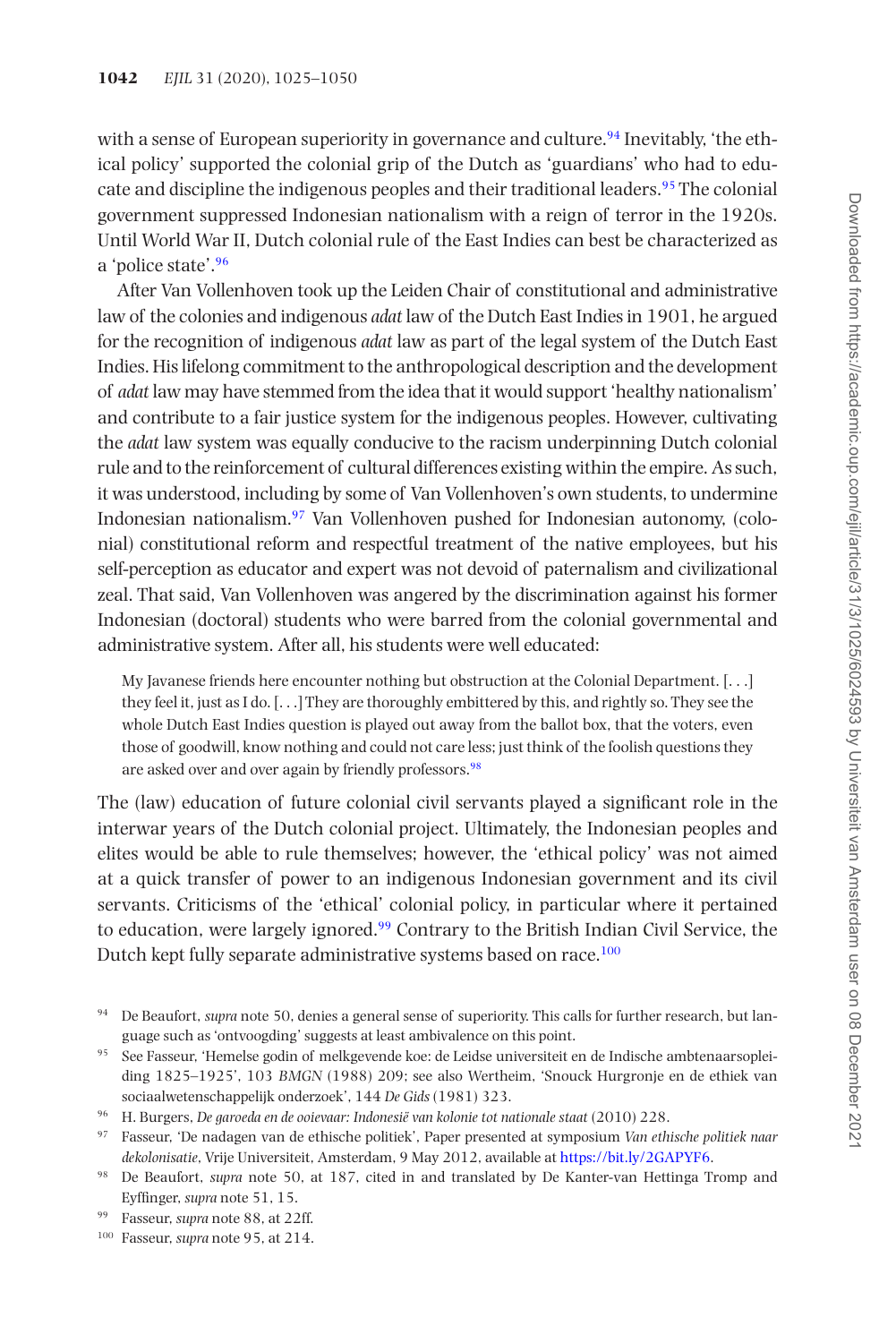with a sense of European superiority in governance and culture.[94] Inevitably, 'the ethical policy' supported the colonial grip of the Dutch as 'guardians' who had to educate and discipline the indigenous peoples and their traditional leaders.[95] The colonial government suppressed Indonesian nationalism with a reign of terror in the 1920s. Until World War II, Dutch colonial rule of the East Indies can best be characterized as a 'police state'.[96]

After Van Vollenhoven took up the Leiden Chair of constitutional and administrative law of the colonies and indigenous *adat* law of the Dutch East Indies in 1901, he argued for the recognition of indigenous *adat* law as part of the legal system of the Dutch East Indies. His lifelong commitment to the anthropological description and the development of *adat* law may have stemmed from the idea that it would support 'healthy nationalism' and contribute to a fair justice system for the indigenous peoples. However, cultivating the *adat* law system was equally conducive to the racism underpinning Dutch colonial rule and to the reinforcement of cultural differences existing within the empire. As such, it was understood, including by some of Van Vollenhoven's own students, to undermine Indonesian nationalism.[97] Van Vollenhoven pushed for Indonesian autonomy, (colonial) constitutional reform and respectful treatment of the native employees, but his self-perception as educator and expert was not devoid of paternalism and civilizational zeal. That said, Van Vollenhoven was angered by the discrimination against his former Indonesian (doctoral) students who were barred from the colonial governmental and administrative system. After all, his students were well educated:

> My Javanese friends here encounter nothing but obstruction at the Colonial Department. [. . .] they feel it, just as I do. [. . .] They are thoroughly embittered by this, and rightly so. They see the whole Dutch East Indies question is played out away from the ballot box, that the voters, even those of goodwill, know nothing and could not care less; just think of the foolish questions they are asked over and over again by friendly professors.[98]

The (law) education of future colonial civil servants played a significant role in the interwar years of the Dutch colonial project. Ultimately, the Indonesian peoples and elites would be able to rule themselves; however, the 'ethical policy' was not aimed at a quick transfer of power to an indigenous Indonesian government and its civil servants. Criticisms of the 'ethical' colonial policy, in particular where it pertained to education, were largely ignored.[99] Contrary to the British Indian Civil Service, the Dutch kept fully separate administrative systems based on race.[100]

---

[94] De Beaufort, *supra* note 50, denies a general sense of superiority. This calls for further research, but language such as 'ontvoogding' suggests at least ambivalence on this point.

[95] See Fasseur, 'Hemelse godin of melkgevende koe: de Leidse universiteit en de Indische ambtenaarsopleiding 1825–1925', 103 *BMGN* (1988) 209; see also Wertheim, 'Snouck Hurgronje en de ethiek van sociaalwetenschappelijk onderzoek', 144 *De Gids* (1981) 323.

[96] H. Burgers, *De garoeda en de ooievaar: Indonesië van kolonie tot nationale staat* (2010) 228.

[97] Fasseur, 'De nadagen van de ethische politiek', Paper presented at symposium *Van ethische politiek naar dekolonisatie*, Vrije Universiteit, Amsterdam, 9 May 2012, available at https://bit.ly/2GAPYF6.

[98] De Beaufort, *supra* note 50, at 187, cited in and translated by De Kanter-van Hettinga Tromp and Eyffinger, *supra* note 51, 15.

[99] Fasseur, *supra* note 88, at 22ff.

[100] Fasseur, *supra* note 95, at 214.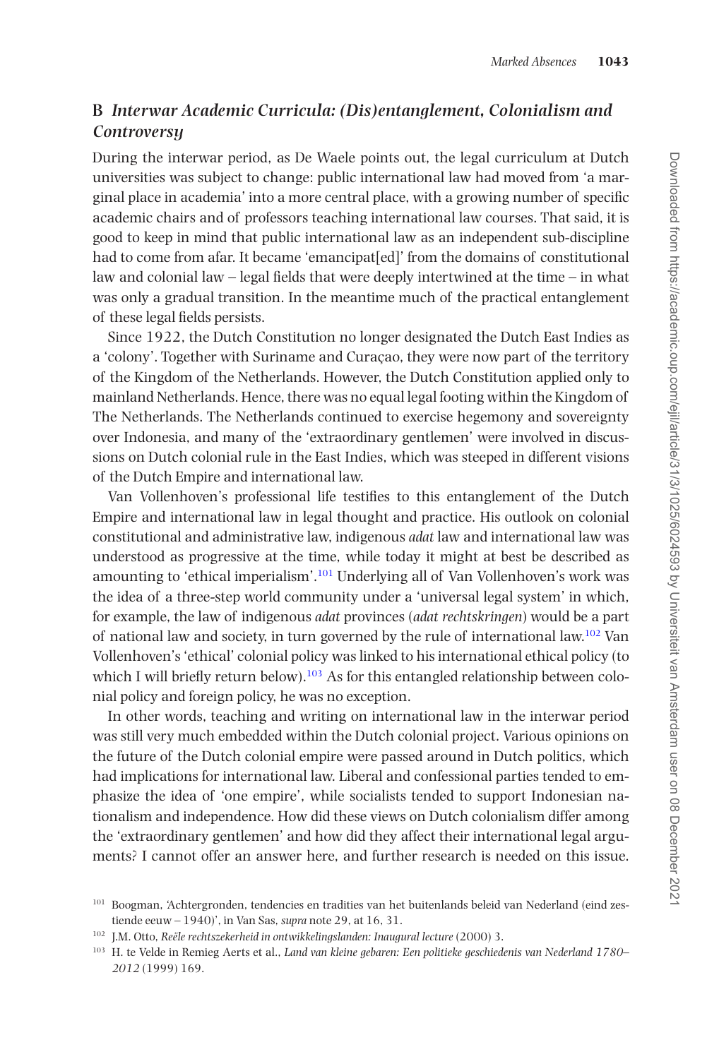## B *Interwar Academic Curricula: (Dis)entanglement, Colonialism and Controversy*

During the interwar period, as De Waele points out, the legal curriculum at Dutch universities was subject to change: public international law had moved from 'a marginal place in academia' into a more central place, with a growing number of specific academic chairs and of professors teaching international law courses. That said, it is good to keep in mind that public international law as an independent sub-discipline had to come from afar. It became 'emancipat[ed]' from the domains of constitutional law and colonial law – legal fields that were deeply intertwined at the time – in what was only a gradual transition. In the meantime much of the practical entanglement of these legal fields persists.

Since 1922, the Dutch Constitution no longer designated the Dutch East Indies as a 'colony'. Together with Suriname and Curaçao, they were now part of the territory of the Kingdom of the Netherlands. However, the Dutch Constitution applied only to mainland Netherlands. Hence, there was no equal legal footing within the Kingdom of The Netherlands. The Netherlands continued to exercise hegemony and sovereignty over Indonesia, and many of the 'extraordinary gentlemen' were involved in discussions on Dutch colonial rule in the East Indies, which was steeped in different visions of the Dutch Empire and international law.

Van Vollenhoven's professional life testifies to this entanglement of the Dutch Empire and international law in legal thought and practice. His outlook on colonial constitutional and administrative law, indigenous *adat* law and international law was understood as progressive at the time, while today it might at best be described as amounting to 'ethical imperialism'.[101] Underlying all of Van Vollenhoven's work was the idea of a three-step world community under a 'universal legal system' in which, for example, the law of indigenous *adat* provinces (*adat rechtskringen*) would be a part of national law and society, in turn governed by the rule of international law.[102] Van Vollenhoven's 'ethical' colonial policy was linked to his international ethical policy (to which I will briefly return below).[103] As for this entangled relationship between colonial policy and foreign policy, he was no exception.

In other words, teaching and writing on international law in the interwar period was still very much embedded within the Dutch colonial project. Various opinions on the future of the Dutch colonial empire were passed around in Dutch politics, which had implications for international law. Liberal and confessional parties tended to emphasize the idea of 'one empire', while socialists tended to support Indonesian nationalism and independence. How did these views on Dutch colonialism differ among the 'extraordinary gentlemen' and how did they affect their international legal arguments? I cannot offer an answer here, and further research is needed on this issue.

[101] Boogman, 'Achtergronden, tendencies en tradities van het buitenlands beleid van Nederland (eind zestiende eeuw – 1940)', in Van Sas, *supra* note 29, at 16, 31.

[102] J.M. Otto, *Reële rechtszekerheid in ontwikkelingslanden: Inaugural lecture* (2000) 3.

[103] H. te Velde in Remieg Aerts et al., *Land van kleine gebaren: Een politieke geschiedenis van Nederland 1780–2012* (1999) 169.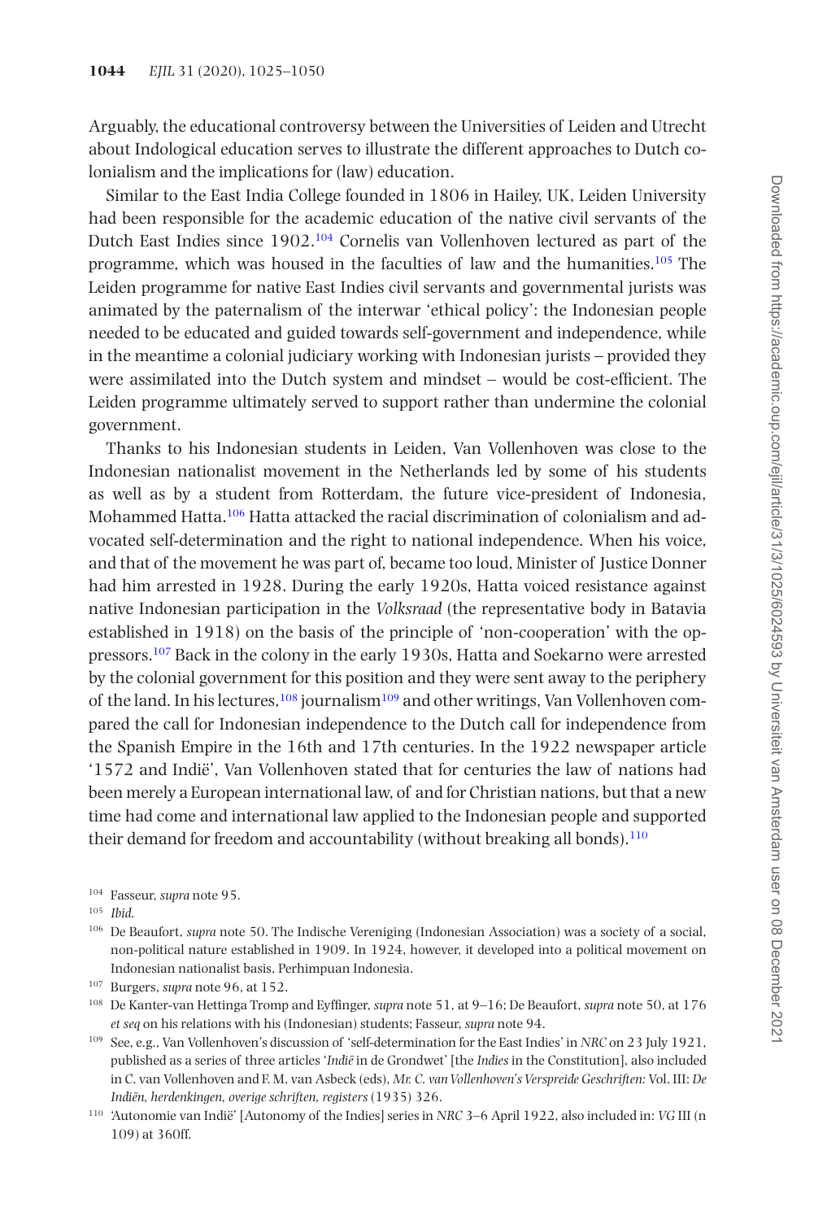Arguably, the educational controversy between the Universities of Leiden and Utrecht about Indological education serves to illustrate the different approaches to Dutch colonialism and the implications for (law) education.

Similar to the East India College founded in 1806 in Hailey, UK, Leiden University had been responsible for the academic education of the native civil servants of the Dutch East Indies since 1902.[104] Cornelis van Vollenhoven lectured as part of the programme, which was housed in the faculties of law and the humanities.[105] The Leiden programme for native East Indies civil servants and governmental jurists was animated by the paternalism of the interwar 'ethical policy': the Indonesian people needed to be educated and guided towards self-government and independence, while in the meantime a colonial judiciary working with Indonesian jurists – provided they were assimilated into the Dutch system and mindset – would be cost-efficient. The Leiden programme ultimately served to support rather than undermine the colonial government.

Thanks to his Indonesian students in Leiden, Van Vollenhoven was close to the Indonesian nationalist movement in the Netherlands led by some of his students as well as by a student from Rotterdam, the future vice-president of Indonesia, Mohammed Hatta.[106] Hatta attacked the racial discrimination of colonialism and advocated self-determination and the right to national independence. When his voice, and that of the movement he was part of, became too loud, Minister of Justice Donner had him arrested in 1928. During the early 1920s, Hatta voiced resistance against native Indonesian participation in the *Volksraad* (the representative body in Batavia established in 1918) on the basis of the principle of 'non-cooperation' with the oppressors.[107] Back in the colony in the early 1930s, Hatta and Soekarno were arrested by the colonial government for this position and they were sent away to the periphery of the land. In his lectures,[108] journalism[109] and other writings, Van Vollenhoven compared the call for Indonesian independence to the Dutch call for independence from the Spanish Empire in the 16th and 17th centuries. In the 1922 newspaper article '1572 and Indië', Van Vollenhoven stated that for centuries the law of nations had been merely a European international law, of and for Christian nations, but that a new time had come and international law applied to the Indonesian people and supported their demand for freedom and accountability (without breaking all bonds).[110]

---

[104] Fasseur, *supra* note 95.

[105] *Ibid.*

[106] De Beaufort, *supra* note 50. The Indische Vereniging (Indonesian Association) was a society of a social, non-political nature established in 1909. In 1924, however, it developed into a political movement on Indonesian nationalist basis, Perhimpuan Indonesia.

[107] Burgers, *supra* note 96, at 152.

[108] De Kanter-van Hettinga Tromp and Eyffinger, *supra* note 51, at 9–16; De Beaufort, *supra* note 50, at 176 *et seq* on his relations with his (Indonesian) students; Fasseur, *supra* note 94.

[109] See, e.g., Van Vollenhoven's discussion of 'self-determination for the East Indies' in *NRC* on 23 July 1921, published as a series of three articles '*Indië* in de Grondwet' [the *Indies* in the Constitution], also included in C. van Vollenhoven and F. M. van Asbeck (eds), *Mr. C. van Vollenhoven's Verspreide Geschriften:* Vol. III: *De Indiën, herdenkingen, overige schriften, registers* (1935) 326.

[110] 'Autonomie van Indië' [Autonomy of the Indies] series in *NRC* 3–6 April 1922, also included in: *VG* III (n 109) at 360ff.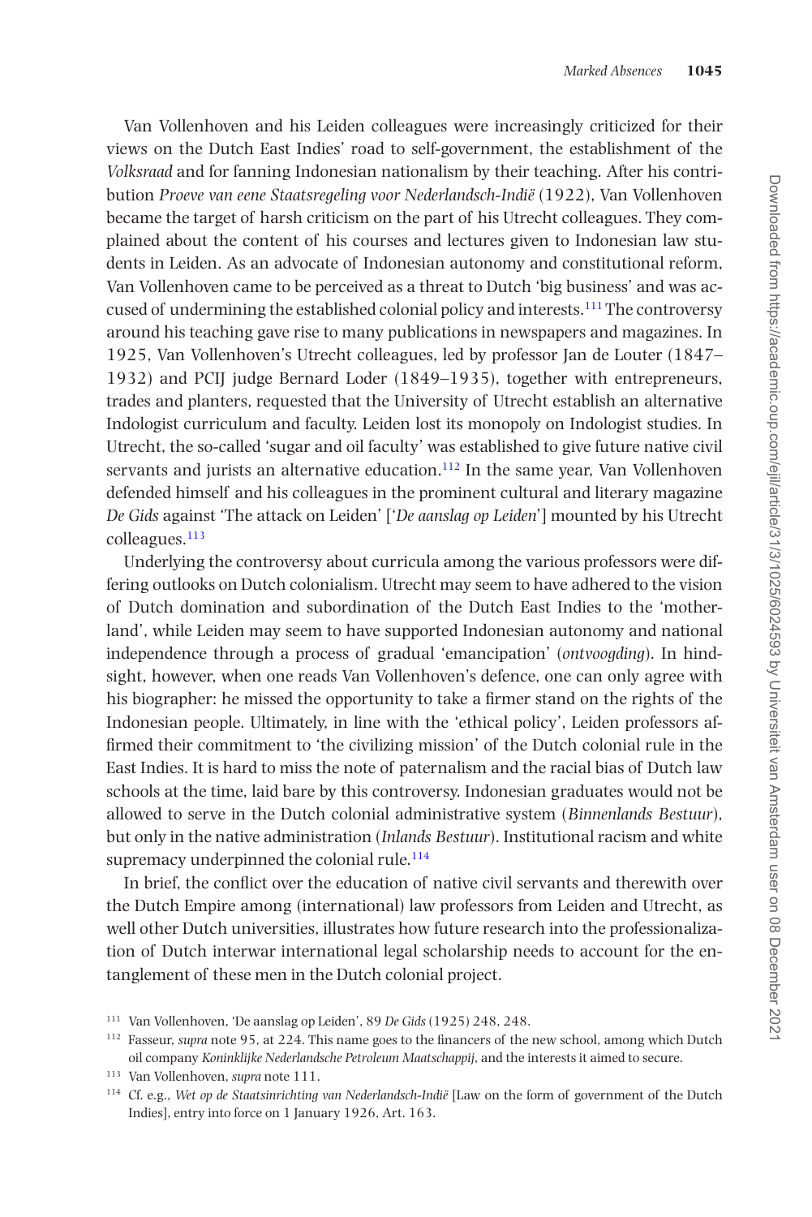Van Vollenhoven and his Leiden colleagues were increasingly criticized for their views on the Dutch East Indies' road to self-government, the establishment of the *Volksraad* and for fanning Indonesian nationalism by their teaching. After his contribution *Proeve van eene Staatsregeling voor Nederlandsch-Indië* (1922), Van Vollenhoven became the target of harsh criticism on the part of his Utrecht colleagues. They complained about the content of his courses and lectures given to Indonesian law students in Leiden. As an advocate of Indonesian autonomy and constitutional reform, Van Vollenhoven came to be perceived as a threat to Dutch 'big business' and was accused of undermining the established colonial policy and interests.[111] The controversy around his teaching gave rise to many publications in newspapers and magazines. In 1925, Van Vollenhoven's Utrecht colleagues, led by professor Jan de Louter (1847–1932) and PCIJ judge Bernard Loder (1849–1935), together with entrepreneurs, trades and planters, requested that the University of Utrecht establish an alternative Indologist curriculum and faculty. Leiden lost its monopoly on Indologist studies. In Utrecht, the so-called 'sugar and oil faculty' was established to give future native civil servants and jurists an alternative education.[112] In the same year, Van Vollenhoven defended himself and his colleagues in the prominent cultural and literary magazine *De Gids* against 'The attack on Leiden' ['*De aanslag op Leiden*'] mounted by his Utrecht colleagues.[113]

Underlying the controversy about curricula among the various professors were differing outlooks on Dutch colonialism. Utrecht may seem to have adhered to the vision of Dutch domination and subordination of the Dutch East Indies to the 'motherland', while Leiden may seem to have supported Indonesian autonomy and national independence through a process of gradual 'emancipation' (*ontvoogding*). In hindsight, however, when one reads Van Vollenhoven's defence, one can only agree with his biographer: he missed the opportunity to take a firmer stand on the rights of the Indonesian people. Ultimately, in line with the 'ethical policy', Leiden professors affirmed their commitment to 'the civilizing mission' of the Dutch colonial rule in the East Indies. It is hard to miss the note of paternalism and the racial bias of Dutch law schools at the time, laid bare by this controversy. Indonesian graduates would not be allowed to serve in the Dutch colonial administrative system (*Binnenlands Bestuur*), but only in the native administration (*Inlands Bestuur*). Institutional racism and white supremacy underpinned the colonial rule.[114]

In brief, the conflict over the education of native civil servants and therewith over the Dutch Empire among (international) law professors from Leiden and Utrecht, as well other Dutch universities, illustrates how future research into the professionalization of Dutch interwar international legal scholarship needs to account for the entanglement of these men in the Dutch colonial project.

[111] Van Vollenhoven, 'De aanslag op Leiden', 89 *De Gids* (1925) 248, 248.

[112] Fasseur, *supra* note 95, at 224. This name goes to the financers of the new school, among which Dutch oil company *Koninklijke Nederlandsche Petroleum Maatschappij*, and the interests it aimed to secure.

[113] Van Vollenhoven, *supra* note 111.

[114] Cf. e.g., *Wet op de Staatsinrichting van Nederlandsch-Indië* [Law on the form of government of the Dutch Indies], entry into force on 1 January 1926, Art. 163.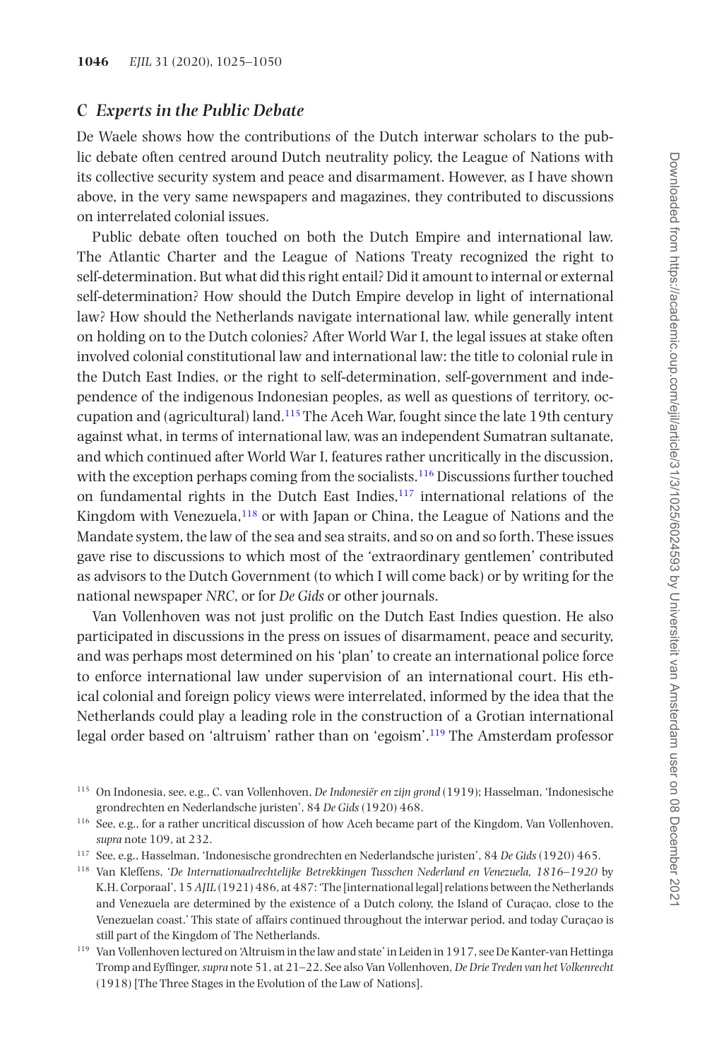## C *Experts in the Public Debate*

De Waele shows how the contributions of the Dutch interwar scholars to the public debate often centred around Dutch neutrality policy, the League of Nations with its collective security system and peace and disarmament. However, as I have shown above, in the very same newspapers and magazines, they contributed to discussions on interrelated colonial issues.

Public debate often touched on both the Dutch Empire and international law. The Atlantic Charter and the League of Nations Treaty recognized the right to self-determination. But what did this right entail? Did it amount to internal or external self-determination? How should the Dutch Empire develop in light of international law? How should the Netherlands navigate international law, while generally intent on holding on to the Dutch colonies? After World War I, the legal issues at stake often involved colonial constitutional law and international law: the title to colonial rule in the Dutch East Indies, or the right to self-determination, self-government and independence of the indigenous Indonesian peoples, as well as questions of territory, occupation and (agricultural) land.[115] The Aceh War, fought since the late 19th century against what, in terms of international law, was an independent Sumatran sultanate, and which continued after World War I, features rather uncritically in the discussion, with the exception perhaps coming from the socialists.[116] Discussions further touched on fundamental rights in the Dutch East Indies,[117] international relations of the Kingdom with Venezuela,[118] or with Japan or China, the League of Nations and the Mandate system, the law of the sea and sea straits, and so on and so forth. These issues gave rise to discussions to which most of the 'extraordinary gentlemen' contributed as advisors to the Dutch Government (to which I will come back) or by writing for the national newspaper *NRC*, or for *De Gids* or other journals.

Van Vollenhoven was not just prolific on the Dutch East Indies question. He also participated in discussions in the press on issues of disarmament, peace and security, and was perhaps most determined on his 'plan' to create an international police force to enforce international law under supervision of an international court. His ethical colonial and foreign policy views were interrelated, informed by the idea that the Netherlands could play a leading role in the construction of a Grotian international legal order based on 'altruism' rather than on 'egoism'.[119] The Amsterdam professor

---

[115] On Indonesia, see, e.g., C. van Vollenhoven, *De Indonesiër en zijn grond* (1919); Hasselman, 'Indonesische grondrechten en Nederlandsche juristen', 84 *De Gids* (1920) 468.

[116] See, e.g., for a rather uncritical discussion of how Aceh became part of the Kingdom, Van Vollenhoven, *supra* note 109, at 232.

[117] See, e.g., Hasselman, 'Indonesische grondrechten en Nederlandsche juristen', 84 *De Gids* (1920) 465.

[118] Van Kleffens, '*De Internationaalrechtelijke Betrekkingen Tusschen Nederland en Venezuela, 1816–1920* by K.H. Corporaal', 15 *AJIL* (1921) 486, at 487: 'The [international legal] relations between the Netherlands and Venezuela are determined by the existence of a Dutch colony, the Island of Curaçao, close to the Venezuelan coast.' This state of affairs continued throughout the interwar period, and today Curaçao is still part of the Kingdom of The Netherlands.

[119] Van Vollenhoven lectured on 'Altruism in the law and state' in Leiden in 1917, see De Kanter-van Hettinga Tromp and Eyffinger, *supra* note 51, at 21–22. See also Van Vollenhoven, *De Drie Treden van het Volkenrecht* (1918) [The Three Stages in the Evolution of the Law of Nations].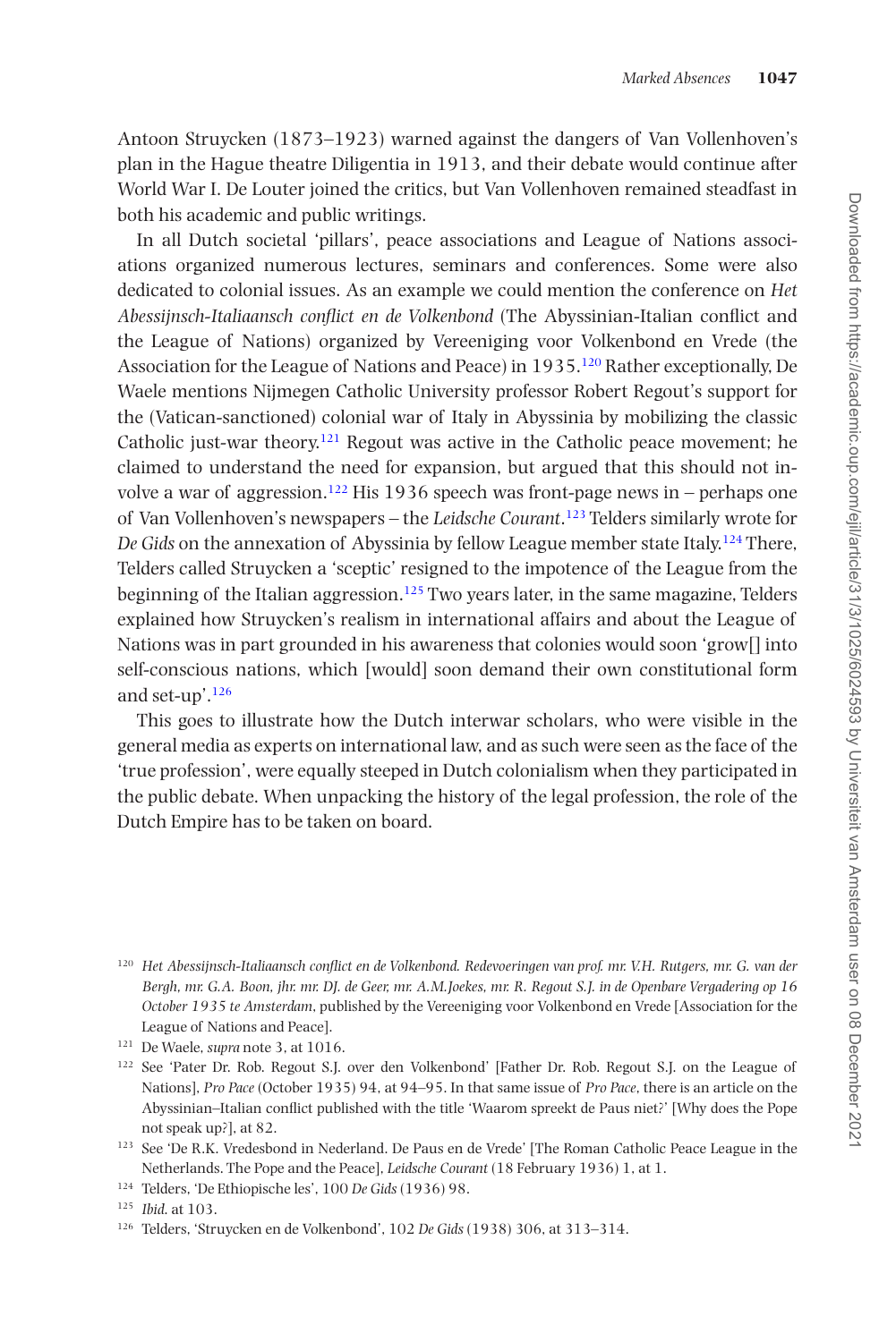Antoon Struycken (1873–1923) warned against the dangers of Van Vollenhoven's plan in the Hague theatre Diligentia in 1913, and their debate would continue after World War I. De Louter joined the critics, but Van Vollenhoven remained steadfast in both his academic and public writings.

In all Dutch societal 'pillars', peace associations and League of Nations associations organized numerous lectures, seminars and conferences. Some were also dedicated to colonial issues. As an example we could mention the conference on *Het Abessijnsch-Italiaansch conflict en de Volkenbond* (The Abyssinian-Italian conflict and the League of Nations) organized by Vereeniging voor Volkenbond en Vrede (the Association for the League of Nations and Peace) in 1935.[120] Rather exceptionally, De Waele mentions Nijmegen Catholic University professor Robert Regout's support for the (Vatican-sanctioned) colonial war of Italy in Abyssinia by mobilizing the classic Catholic just-war theory.[121] Regout was active in the Catholic peace movement; he claimed to understand the need for expansion, but argued that this should not involve a war of aggression.[122] His 1936 speech was front-page news in – perhaps one of Van Vollenhoven's newspapers – the *Leidsche Courant*.[123] Telders similarly wrote for *De Gids* on the annexation of Abyssinia by fellow League member state Italy.[124] There, Telders called Struycken a 'sceptic' resigned to the impotence of the League from the beginning of the Italian aggression.[125] Two years later, in the same magazine, Telders explained how Struycken's realism in international affairs and about the League of Nations was in part grounded in his awareness that colonies would soon 'grow[] into self-conscious nations, which [would] soon demand their own constitutional form and set-up'.[126]

This goes to illustrate how the Dutch interwar scholars, who were visible in the general media as experts on international law, and as such were seen as the face of the 'true profession', were equally steeped in Dutch colonialism when they participated in the public debate. When unpacking the history of the legal profession, the role of the Dutch Empire has to be taken on board.

---

[120] *Het Abessijnsch-Italiaansch conflict en de Volkenbond. Redevoeringen van prof. mr. V.H. Rutgers, mr. G. van der Bergh, mr. G.A. Boon, jhr. mr. DJ. de Geer, mr. A.M.Joekes, mr. R. Regout S.J. in de Openbare Vergadering op 16 October 1935 te Amsterdam*, published by the Vereeniging voor Volkenbond en Vrede [Association for the League of Nations and Peace].

[121] De Waele, *supra* note 3, at 1016.

[122] See 'Pater Dr. Rob. Regout S.J. over den Volkenbond' [Father Dr. Rob. Regout S.J. on the League of Nations], *Pro Pace* (October 1935) 94, at 94–95. In that same issue of *Pro Pace*, there is an article on the Abyssinian–Italian conflict published with the title 'Waarom spreekt de Paus niet?' [Why does the Pope not speak up?], at 82.

[123] See 'De R.K. Vredesbond in Nederland. De Paus en de Vrede' [The Roman Catholic Peace League in the Netherlands. The Pope and the Peace], *Leidsche Courant* (18 February 1936) 1, at 1.

[124] Telders, 'De Ethiopische les', 100 *De Gids* (1936) 98.

[125] *Ibid*. at 103.

[126] Telders, 'Struycken en de Volkenbond', 102 *De Gids* (1938) 306, at 313–314.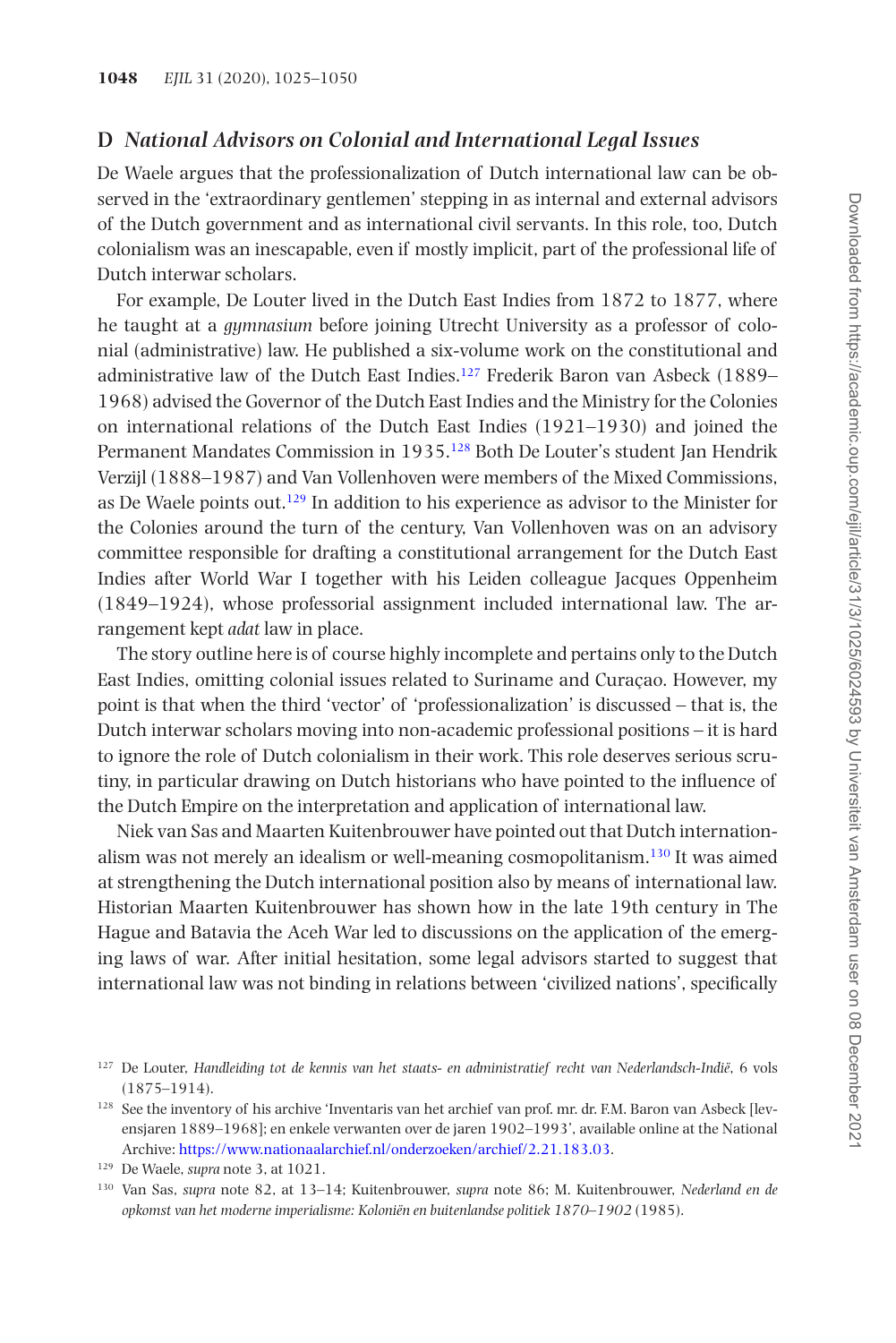## D *National Advisors on Colonial and International Legal Issues*

De Waele argues that the professionalization of Dutch international law can be observed in the 'extraordinary gentlemen' stepping in as internal and external advisors of the Dutch government and as international civil servants. In this role, too, Dutch colonialism was an inescapable, even if mostly implicit, part of the professional life of Dutch interwar scholars.

For example, De Louter lived in the Dutch East Indies from 1872 to 1877, where he taught at a *gymnasium* before joining Utrecht University as a professor of colonial (administrative) law. He published a six-volume work on the constitutional and administrative law of the Dutch East Indies.[127] Frederik Baron van Asbeck (1889–1968) advised the Governor of the Dutch East Indies and the Ministry for the Colonies on international relations of the Dutch East Indies (1921–1930) and joined the Permanent Mandates Commission in 1935.[128] Both De Louter's student Jan Hendrik Verzijl (1888–1987) and Van Vollenhoven were members of the Mixed Commissions, as De Waele points out.[129] In addition to his experience as advisor to the Minister for the Colonies around the turn of the century, Van Vollenhoven was on an advisory committee responsible for drafting a constitutional arrangement for the Dutch East Indies after World War I together with his Leiden colleague Jacques Oppenheim (1849–1924), whose professorial assignment included international law. The arrangement kept *adat* law in place.

The story outline here is of course highly incomplete and pertains only to the Dutch East Indies, omitting colonial issues related to Suriname and Curaçao. However, my point is that when the third 'vector' of 'professionalization' is discussed – that is, the Dutch interwar scholars moving into non-academic professional positions – it is hard to ignore the role of Dutch colonialism in their work. This role deserves serious scrutiny, in particular drawing on Dutch historians who have pointed to the influence of the Dutch Empire on the interpretation and application of international law.

Niek van Sas and Maarten Kuitenbrouwer have pointed out that Dutch internationalism was not merely an idealism or well-meaning cosmopolitanism.[130] It was aimed at strengthening the Dutch international position also by means of international law. Historian Maarten Kuitenbrouwer has shown how in the late 19th century in The Hague and Batavia the Aceh War led to discussions on the application of the emerging laws of war. After initial hesitation, some legal advisors started to suggest that international law was not binding in relations between 'civilized nations', specifically

---

[127] De Louter, *Handleiding tot de kennis van het staats- en administratief recht van Nederlandsch-Indië*, 6 vols (1875–1914).

[128] See the inventory of his archive 'Inventaris van het archief van prof. mr. dr. F.M. Baron van Asbeck [levensjaren 1889–1968]; en enkele verwanten over de jaren 1902–1993', available online at the National Archive: https://www.nationaalarchief.nl/onderzoeken/archief/2.21.183.03.

[129] De Waele, *supra* note 3, at 1021.

[130] Van Sas, *supra* note 82, at 13–14; Kuitenbrouwer, *supra* note 86; M. Kuitenbrouwer, *Nederland en de opkomst van het moderne imperialisme: Koloniën en buitenlandse politiek 1870–1902* (1985).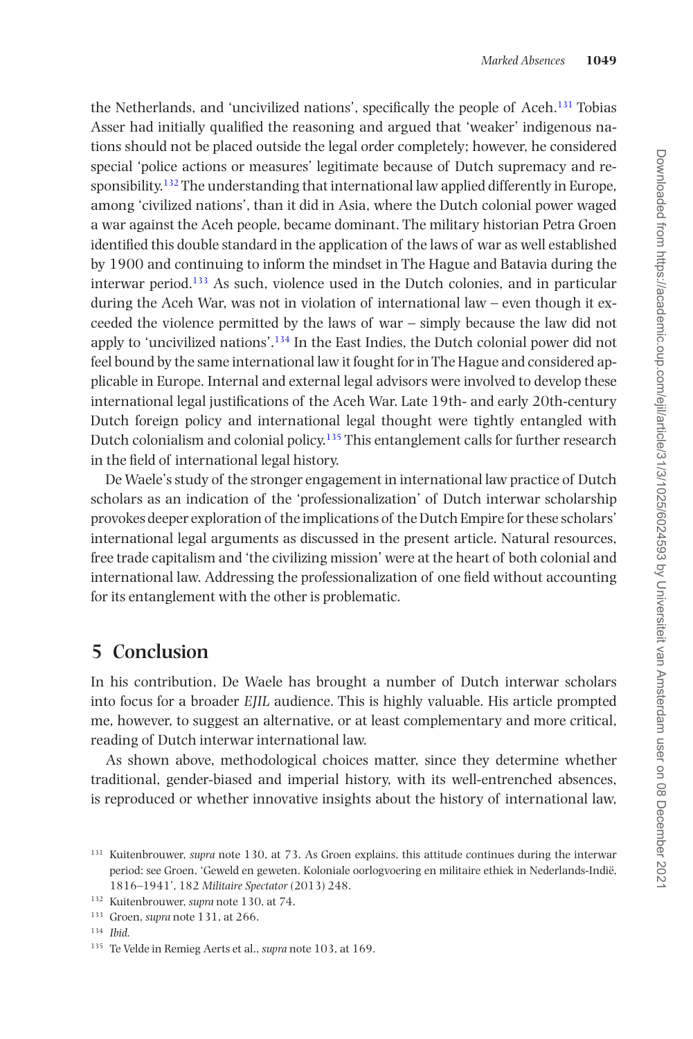the Netherlands, and 'uncivilized nations', specifically the people of Aceh.[131] Tobias Asser had initially qualified the reasoning and argued that 'weaker' indigenous nations should not be placed outside the legal order completely; however, he considered special 'police actions or measures' legitimate because of Dutch supremacy and responsibility.[132] The understanding that international law applied differently in Europe, among 'civilized nations', than it did in Asia, where the Dutch colonial power waged a war against the Aceh people, became dominant. The military historian Petra Groen identified this double standard in the application of the laws of war as well established by 1900 and continuing to inform the mindset in The Hague and Batavia during the interwar period.[133] As such, violence used in the Dutch colonies, and in particular during the Aceh War, was not in violation of international law – even though it exceeded the violence permitted by the laws of war – simply because the law did not apply to 'uncivilized nations'.[134] In the East Indies, the Dutch colonial power did not feel bound by the same international law it fought for in The Hague and considered applicable in Europe. Internal and external legal advisors were involved to develop these international legal justifications of the Aceh War. Late 19th- and early 20th-century Dutch foreign policy and international legal thought were tightly entangled with Dutch colonialism and colonial policy.[135] This entanglement calls for further research in the field of international legal history.

De Waele's study of the stronger engagement in international law practice of Dutch scholars as an indication of the 'professionalization' of Dutch interwar scholarship provokes deeper exploration of the implications of the Dutch Empire for these scholars' international legal arguments as discussed in the present article. Natural resources, free trade capitalism and 'the civilizing mission' were at the heart of both colonial and international law. Addressing the professionalization of one field without accounting for its entanglement with the other is problematic.

## 5 Conclusion

In his contribution, De Waele has brought a number of Dutch interwar scholars into focus for a broader *EJIL* audience. This is highly valuable. His article prompted me, however, to suggest an alternative, or at least complementary and more critical, reading of Dutch interwar international law.

As shown above, methodological choices matter, since they determine whether traditional, gender-biased and imperial history, with its well-entrenched absences, is reproduced or whether innovative insights about the history of international law,

---

[131] Kuitenbrouwer, *supra* note 130, at 73. As Groen explains, this attitude continues during the interwar period: see Groen, 'Geweld en geweten. Koloniale oorlogvoering en militaire ethiek in Nederlands-Indië, 1816–1941', 182 *Militaire Spectator* (2013) 248.

[132] Kuitenbrouwer, *supra* note 130, at 74.

[133] Groen, *supra* note 131, at 266.

[134] *Ibid*.

[135] Te Velde in Remieg Aerts et al., *supra* note 103, at 169.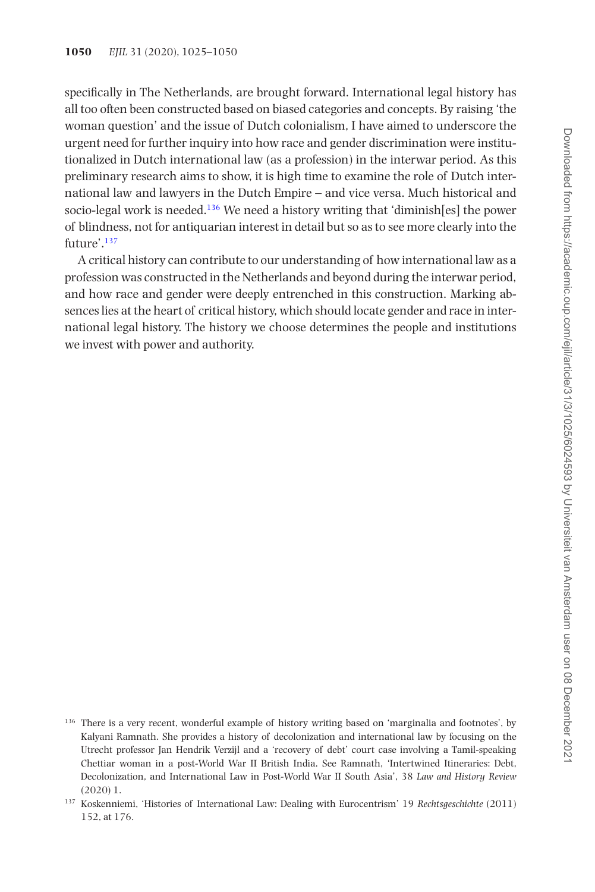specifically in The Netherlands, are brought forward. International legal history has all too often been constructed based on biased categories and concepts. By raising 'the woman question' and the issue of Dutch colonialism, I have aimed to underscore the urgent need for further inquiry into how race and gender discrimination were institutionalized in Dutch international law (as a profession) in the interwar period. As this preliminary research aims to show, it is high time to examine the role of Dutch international law and lawyers in the Dutch Empire – and vice versa. Much historical and socio-legal work is needed.[136] We need a history writing that 'diminish[es] the power of blindness, not for antiquarian interest in detail but so as to see more clearly into the future'.[137]

A critical history can contribute to our understanding of how international law as a profession was constructed in the Netherlands and beyond during the interwar period, and how race and gender were deeply entrenched in this construction. Marking absences lies at the heart of critical history, which should locate gender and race in international legal history. The history we choose determines the people and institutions we invest with power and authority.

[136] There is a very recent, wonderful example of history writing based on 'marginalia and footnotes', by Kalyani Ramnath. She provides a history of decolonization and international law by focusing on the Utrecht professor Jan Hendrik Verzijl and a 'recovery of debt' court case involving a Tamil-speaking Chettiar woman in a post-World War II British India. See Ramnath, 'Intertwined Itineraries: Debt, Decolonization, and International Law in Post-World War II South Asia', 38 *Law and History Review* (2020) 1.

[137] Koskenniemi, 'Histories of International Law: Dealing with Eurocentrism' 19 *Rechtsgeschichte* (2011) 152, at 176.